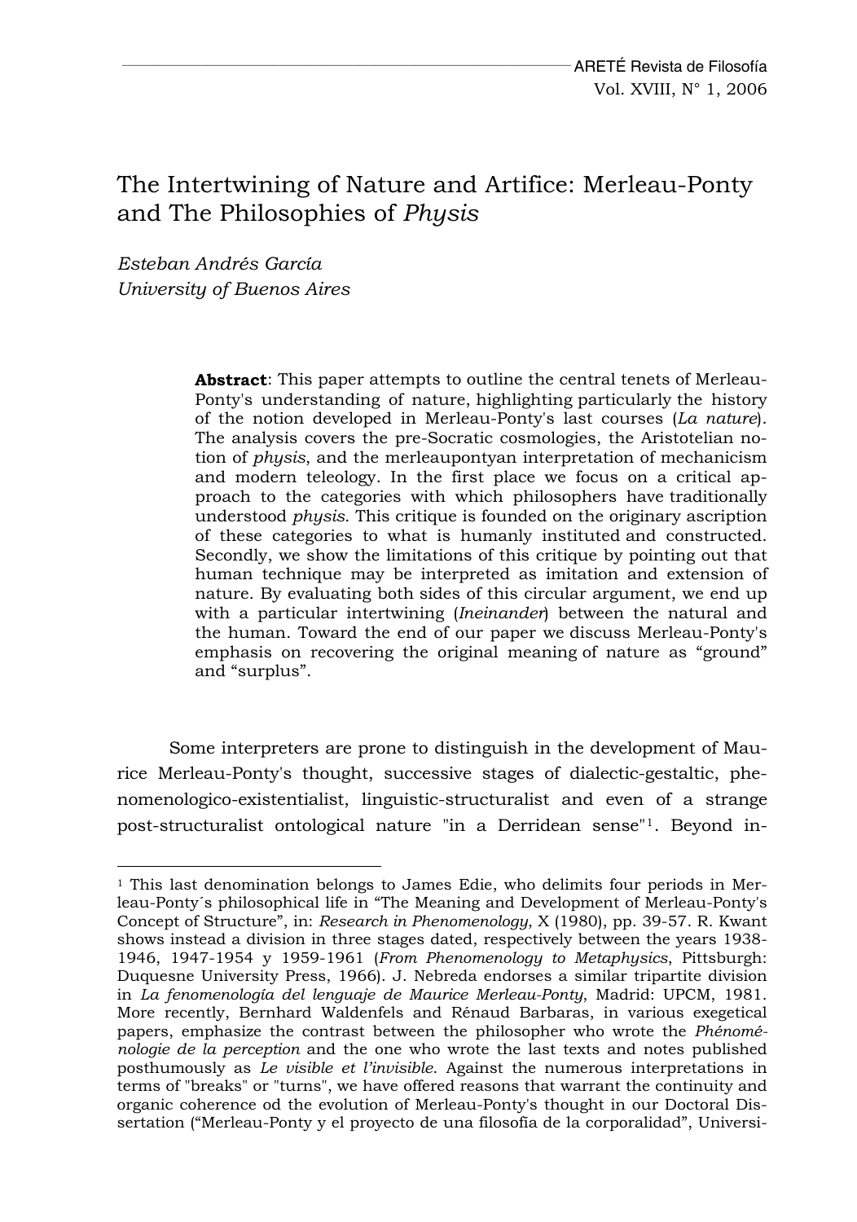# The Intertwining of Nature and Artifice: Merleau-Ponty and The Philosophies of *Physis*

*Esteban Andrés García*
*University of Buenos Aires*

**Abstract**: This paper attempts to outline the central tenets of Merleau-Ponty's understanding of nature, highlighting particularly the history of the notion developed in Merleau-Ponty's last courses (*La nature*). The analysis covers the pre-Socratic cosmologies, the Aristotelian notion of *physis,* and the merleaupontyan interpretation of mechanicism and modern teleology. In the first place we focus on a critical approach to the categories with which philosophers have traditionally understood *physis*. This critique is founded on the originary ascription of these categories to what is humanly instituted and constructed. Secondly, we show the limitations of this critique by pointing out that human technique may be interpreted as imitation and extension of nature. By evaluating both sides of this circular argument, we end up with a particular intertwining (*Ineinander*) between the natural and the human. Toward the end of our paper we discuss Merleau-Ponty's emphasis on recovering the original meaning of nature as "ground" and "surplus".

Some interpreters are prone to distinguish in the development of Maurice Merleau-Ponty's thought, successive stages of dialectic-gestaltic, phenomenologico-existentialist, linguistic-structuralist and even of a strange post-structuralist ontological nature "in a Derridean sense"[1]. Beyond in-

[1] This last denomination belongs to James Edie, who delimits four periods in Merleau-Ponty´s philosophical life in "The Meaning and Development of Merleau-Ponty's Concept of Structure", in: *Research in Phenomenology*, X (1980), pp. 39-57. R. Kwant shows instead a division in three stages dated, respectively between the years 1938-1946, 1947-1954 y 1959-1961 (*From Phenomenology to Metaphysics*, Pittsburgh: Duquesne University Press, 1966). J. Nebreda endorses a similar tripartite division in *La fenomenología del lenguaje de Maurice Merleau-Ponty*, Madrid: UPCM, 1981. More recently, Bernhard Waldenfels and Rénaud Barbaras, in various exegetical papers, emphasize the contrast between the philosopher who wrote the *Phénoménologie de la perception* and the one who wrote the last texts and notes published posthumously as *Le visible et l'invisible*. Against the numerous interpretations in terms of "breaks" or "turns", we have offered reasons that warrant the continuity and organic coherence od the evolution of Merleau-Ponty's thought in our Doctoral Dissertation ("Merleau-Ponty y el proyecto de una filosofía de la corporalidad", Universi-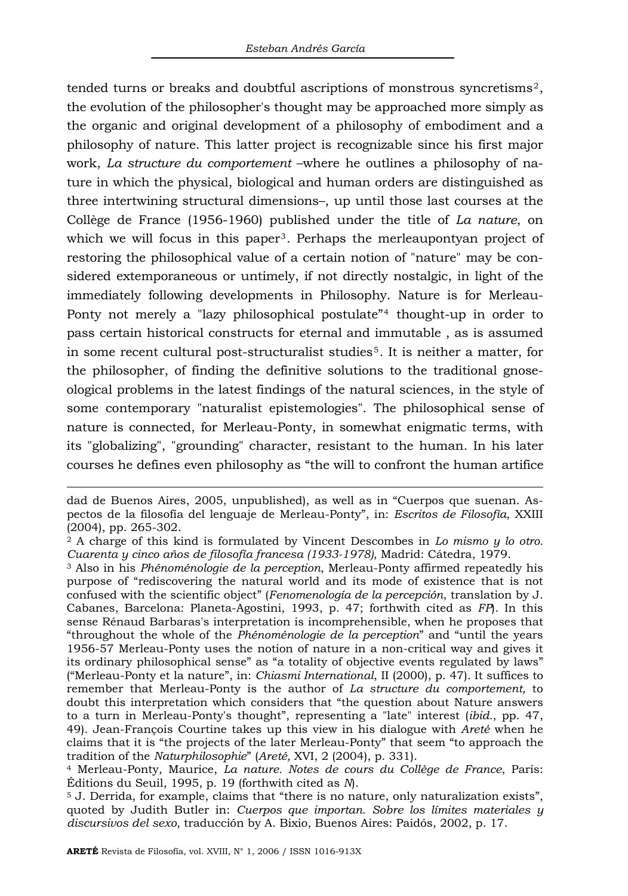tended turns or breaks and doubtful ascriptions of monstrous syncretisms[2], the evolution of the philosopher's thought may be approached more simply as the organic and original development of a philosophy of embodiment and a philosophy of nature. This latter project is recognizable since his first major work, *La structure du comportement* –where he outlines a philosophy of nature in which the physical, biological and human orders are distinguished as three intertwining structural dimensions–, up until those last courses at the Collège de France (1956-1960) published under the title of *La nature*, on which we will focus in this paper[3]. Perhaps the merleaupontyan project of restoring the philosophical value of a certain notion of "nature" may be considered extemporaneous or untimely, if not directly nostalgic, in light of the immediately following developments in Philosophy. Nature is for Merleau-Ponty not merely a "lazy philosophical postulate"[4] thought-up in order to pass certain historical constructs for eternal and immutable , as is assumed in some recent cultural post-structuralist studies[5]. It is neither a matter, for the philosopher, of finding the definitive solutions to the traditional gnoseological problems in the latest findings of the natural sciences, in the style of some contemporary "naturalist epistemologies". The philosophical sense of nature is connected, for Merleau-Ponty, in somewhat enigmatic terms, with its "globalizing", "grounding" character, resistant to the human. In his later courses he defines even philosophy as "the will to confront the human artifice

---

dad de Buenos Aires, 2005, unpublished), as well as in "Cuerpos que suenan. Aspectos de la filosofía del lenguaje de Merleau-Ponty", in: *Escritos de Filosofía*, XXIII (2004), pp. 265-302.

[2] A charge of this kind is formulated by Vincent Descombes in *Lo mismo y lo otro. Cuarenta y cinco años de filosofía francesa (1933-1978)*, Madrid: Cátedra, 1979.

[3] Also in his *Phénoménologie de la perception*, Merleau-Ponty affirmed repeatedly his purpose of "rediscovering the natural world and its mode of existence that is not confused with the scientific object" (*Fenomenología de la percepción*, translation by J. Cabanes, Barcelona: Planeta-Agostini, 1993, p. 47; forthwith cited as *FP*). In this sense Rénaud Barbaras's interpretation is incomprehensible, when he proposes that "throughout the whole of the *Phénoménologie de la perception*" and "until the years 1956-57 Merleau-Ponty uses the notion of nature in a non-critical way and gives it its ordinary philosophical sense" as "a totality of objective events regulated by laws" ("Merleau-Ponty et la nature", in: *Chiasmi International*, II (2000), p. 47). It suffices to remember that Merleau-Ponty is the author of *La structure du comportement,* to doubt this interpretation which considers that "the question about Nature answers to a turn in Merleau-Ponty's thought", representing a "late" interest (*ibid.*, pp. 47, 49). Jean-François Courtine takes up this view in his dialogue with *Areté* when he claims that it is "the projects of the later Merleau-Ponty" that seem "to approach the tradition of the *Naturphilosophie*" (*Areté,* XVI, 2 (2004), p. 331).

[4] Merleau-Ponty, Maurice, *La nature. Notes de cours du Collège de France*, París: Éditions du Seuil, 1995, p. 19 (forthwith cited as *N*).

[5] J. Derrida, for example, claims that "there is no nature, only naturalization exists", quoted by Judith Butler in: *Cuerpos que importan. Sobre los límites materiales y discursivos del sexo*, traducción by A. Bixio, Buenos Aires: Paidós, 2002, p. 17.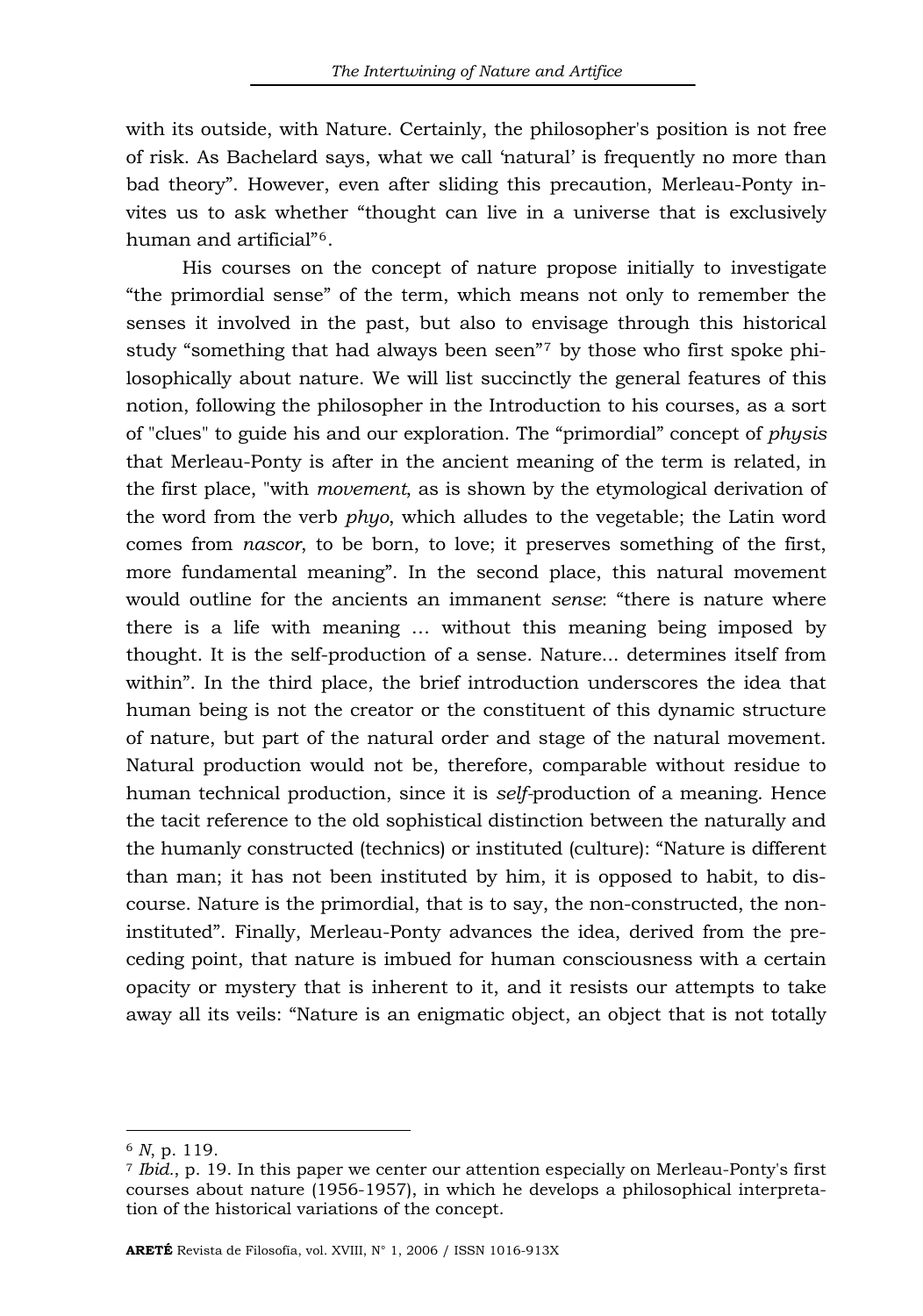with its outside, with Nature. Certainly, the philosopher's position is not free of risk. As Bachelard says, what we call 'natural' is frequently no more than bad theory". However, even after sliding this precaution, Merleau-Ponty invites us to ask whether "thought can live in a universe that is exclusively human and artificial"[6].

His courses on the concept of nature propose initially to investigate "the primordial sense" of the term, which means not only to remember the senses it involved in the past, but also to envisage through this historical study "something that had always been seen"[7] by those who first spoke philosophically about nature. We will list succinctly the general features of this notion, following the philosopher in the Introduction to his courses, as a sort of "clues" to guide his and our exploration. The "primordial" concept of *physis* that Merleau-Ponty is after in the ancient meaning of the term is related, in the first place, "with *movement*, as is shown by the etymological derivation of the word from the verb *phyo*, which alludes to the vegetable; the Latin word comes from *nascor*, to be born, to love; it preserves something of the first, more fundamental meaning". In the second place, this natural movement would outline for the ancients an immanent *sense*: "there is nature where there is a life with meaning … without this meaning being imposed by thought. It is the self-production of a sense. Nature... determines itself from within". In the third place, the brief introduction underscores the idea that human being is not the creator or the constituent of this dynamic structure of nature, but part of the natural order and stage of the natural movement. Natural production would not be, therefore, comparable without residue to human technical production, since it is *self*-production of a meaning. Hence the tacit reference to the old sophistical distinction between the naturally and the humanly constructed (technics) or instituted (culture): "Nature is different than man; it has not been instituted by him, it is opposed to habit, to discourse. Nature is the primordial, that is to say, the non-constructed, the non-instituted". Finally, Merleau-Ponty advances the idea, derived from the preceding point, that nature is imbued for human consciousness with a certain opacity or mystery that is inherent to it, and it resists our attempts to take away all its veils: "Nature is an enigmatic object, an object that is not totally

---

[6] *N*, p. 119.

[7] *Ibid.*, p. 19. In this paper we center our attention especially on Merleau-Ponty's first courses about nature (1956-1957), in which he develops a philosophical interpretation of the historical variations of the concept.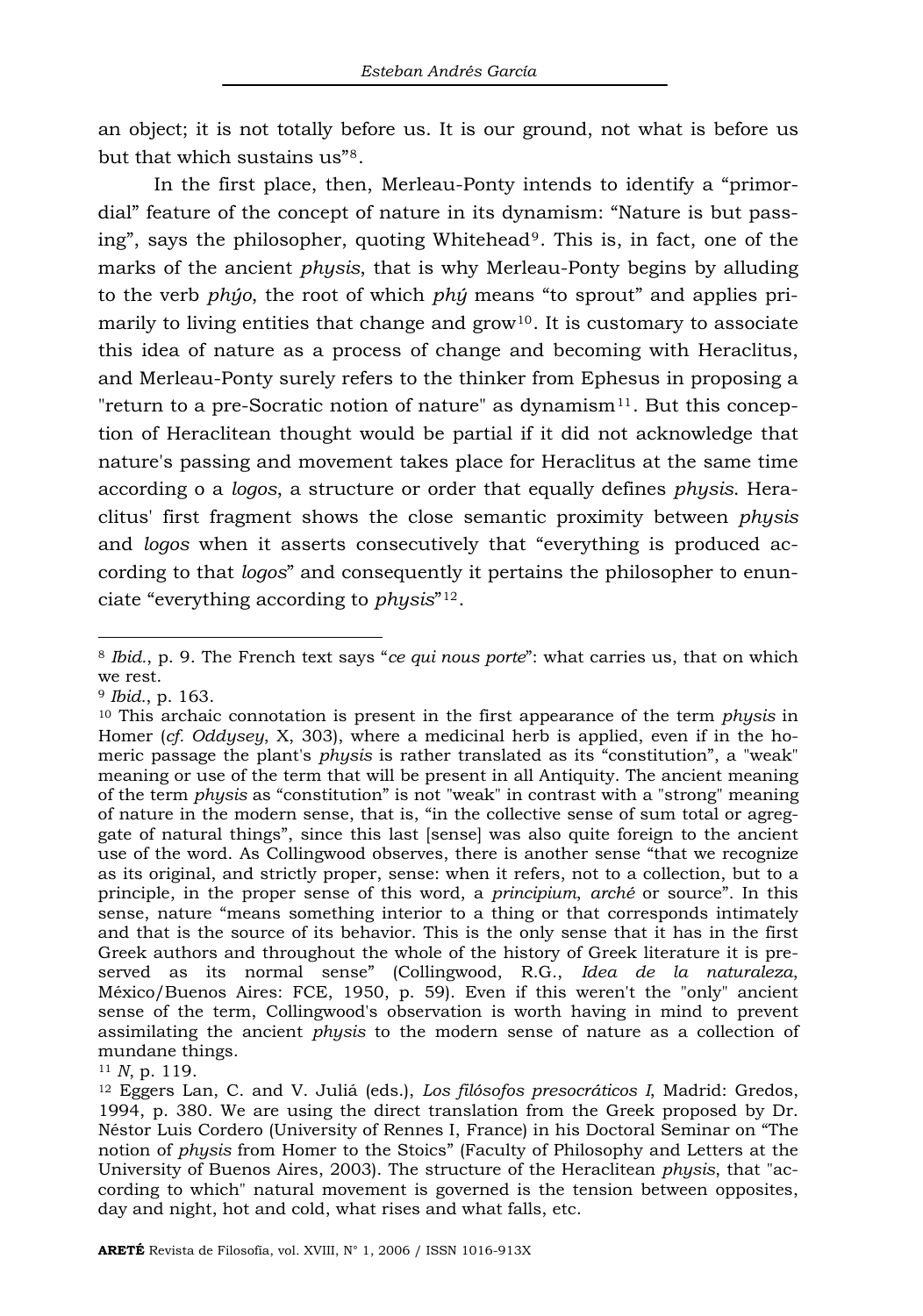an object; it is not totally before us. It is our ground, not what is before us but that which sustains us"[8].

In the first place, then, Merleau-Ponty intends to identify a "primordial" feature of the concept of nature in its dynamism: "Nature is but passing", says the philosopher, quoting Whitehead[9]. This is, in fact, one of the marks of the ancient *physis*, that is why Merleau-Ponty begins by alluding to the verb *phýo*, the root of which *phý* means "to sprout" and applies primarily to living entities that change and grow[10]. It is customary to associate this idea of nature as a process of change and becoming with Heraclitus, and Merleau-Ponty surely refers to the thinker from Ephesus in proposing a "return to a pre-Socratic notion of nature" as dynamism[11]. But this conception of Heraclitean thought would be partial if it did not acknowledge that nature's passing and movement takes place for Heraclitus at the same time according o a *logos*, a structure or order that equally defines *physis*. Heraclitus' first fragment shows the close semantic proximity between *physis* and *logos* when it asserts consecutively that "everything is produced according to that *logos*" and consequently it pertains the philosopher to enunciate "everything according to *physis*"[12].

---

[8] *Ibid.*, p. 9. The French text says "*ce qui nous porte*": what carries us, that on which we rest.

[9] *Ibid.*, p. 163.

[10] This archaic connotation is present in the first appearance of the term *physis* in Homer (*cf. Oddysey*, X, 303), where a medicinal herb is applied, even if in the homeric passage the plant's *physis* is rather translated as its "constitution", a "weak" meaning or use of the term that will be present in all Antiquity. The ancient meaning of the term *physis* as "constitution" is not "weak" in contrast with a "strong" meaning of nature in the modern sense, that is, "in the collective sense of sum total or aggregate of natural things", since this last [sense] was also quite foreign to the ancient use of the word. As Collingwood observes, there is another sense "that we recognize as its original, and strictly proper, sense: when it refers, not to a collection, but to a principle, in the proper sense of this word, a *principium*, *arché* or source". In this sense, nature "means something interior to a thing or that corresponds intimately and that is the source of its behavior. This is the only sense that it has in the first Greek authors and throughout the whole of the history of Greek literature it is preserved as its normal sense" (Collingwood, R.G., *Idea de la naturaleza*, México/Buenos Aires: FCE, 1950, p. 59). Even if this weren't the "only" ancient sense of the term, Collingwood's observation is worth having in mind to prevent assimilating the ancient *physis* to the modern sense of nature as a collection of mundane things.

[11] *N*, p. 119.

[12] Eggers Lan, C. and V. Juliá (eds.), *Los filósofos presocráticos I*, Madrid: Gredos, 1994, p. 380. We are using the direct translation from the Greek proposed by Dr. Néstor Luis Cordero (University of Rennes I, France) in his Doctoral Seminar on "The notion of *physis* from Homer to the Stoics" (Faculty of Philosophy and Letters at the University of Buenos Aires, 2003). The structure of the Heraclitean *physis*, that "according to which" natural movement is governed is the tension between opposites, day and night, hot and cold, what rises and what falls, etc.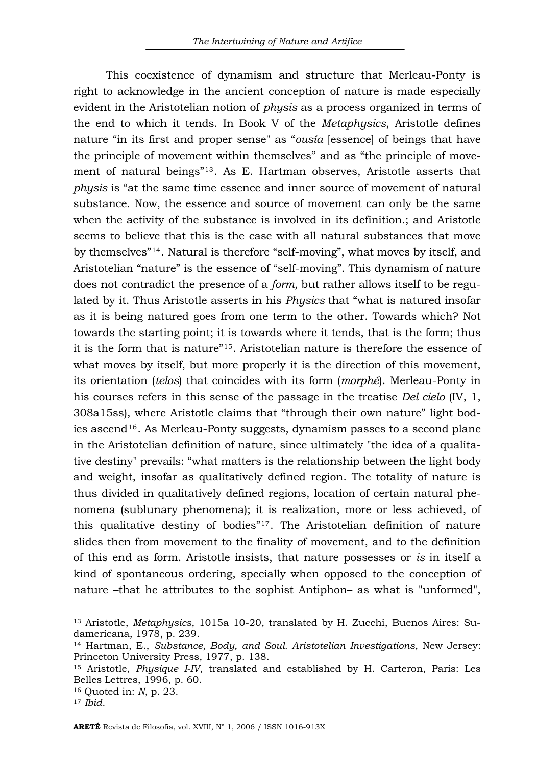This coexistence of dynamism and structure that Merleau-Ponty is right to acknowledge in the ancient conception of nature is made especially evident in the Aristotelian notion of *physis* as a process organized in terms of the end to which it tends. In Book V of the *Metaphysics*, Aristotle defines nature “in its first and proper sense" as “*ousía* [essence] of beings that have the principle of movement within themselves” and as “the principle of movement of natural beings”[13]. As E. Hartman observes, Aristotle asserts that *physis* is “at the same time essence and inner source of movement of natural substance. Now, the essence and source of movement can only be the same when the activity of the substance is involved in its definition.; and Aristotle seems to believe that this is the case with all natural substances that move by themselves”[14]. Natural is therefore “self-moving”, what moves by itself, and Aristotelian “nature” is the essence of “self-moving”. This dynamism of nature does not contradict the presence of a *form,* but rather allows itself to be regulated by it. Thus Aristotle asserts in his *Physics* that “what is natured insofar as it is being natured goes from one term to the other. Towards which? Not towards the starting point; it is towards where it tends, that is the form; thus it is the form that is nature”[15]. Aristotelian nature is therefore the essence of what moves by itself, but more properly it is the direction of this movement, its orientation (*telos*) that coincides with its form (*morphé*). Merleau-Ponty in his courses refers in this sense of the passage in the treatise *Del cielo* (IV, 1, 308a15ss), where Aristotle claims that “through their own nature” light bodies ascend[16]. As Merleau-Ponty suggests, dynamism passes to a second plane in the Aristotelian definition of nature, since ultimately "the idea of a qualitative destiny" prevails: “what matters is the relationship between the light body and weight, insofar as qualitatively defined region. The totality of nature is thus divided in qualitatively defined regions, location of certain natural phenomena (sublunary phenomena); it is realization, more or less achieved, of this qualitative destiny of bodies”[17]. The Aristotelian definition of nature slides then from movement to the finality of movement, and to the definition of this end as form. Aristotle insists, that nature possesses or *is* in itself a kind of spontaneous ordering, specially when opposed to the conception of nature –that he attributes to the sophist Antiphon– as what is "unformed",

---

[13] Aristotle, *Metaphysics*, 1015a 10-20, translated by H. Zucchi, Buenos Aires: Sudamericana, 1978, p. 239.

[14] Hartman, E., *Substance, Body, and Soul. Aristotelian Investigations*, New Jersey: Princeton University Press, 1977, p. 138.

[15] Aristotle, *Physique I-IV*, translated and established by H. Carteron, Paris: Les Belles Lettres, 1996, p. 60.

[16] Quoted in: *N*, p. 23.

[17] *Ibid.*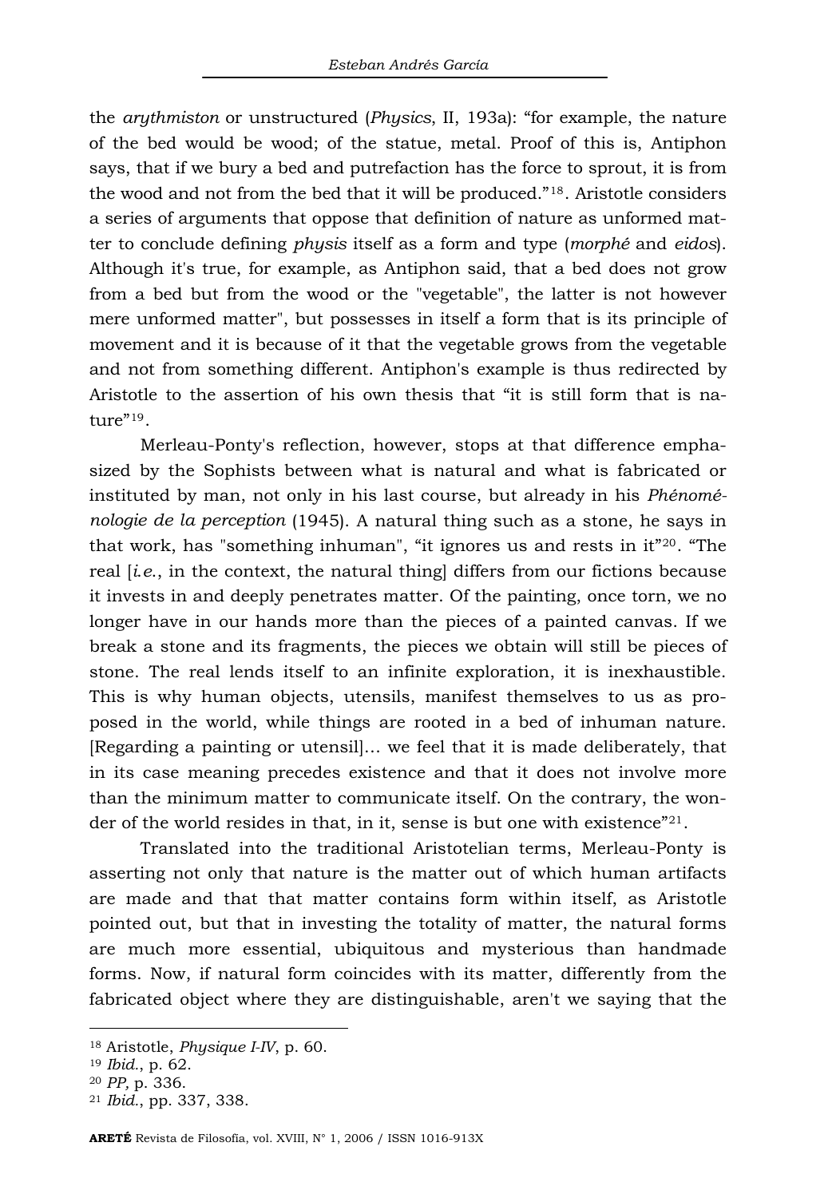the *arythmiston* or unstructured (*Physics*, II, 193a): "for example, the nature of the bed would be wood; of the statue, metal. Proof of this is, Antiphon says, that if we bury a bed and putrefaction has the force to sprout, it is from the wood and not from the bed that it will be produced."[18]. Aristotle considers a series of arguments that oppose that definition of nature as unformed matter to conclude defining *physis* itself as a form and type (*morphé* and *eidos*). Although it's true, for example, as Antiphon said, that a bed does not grow from a bed but from the wood or the "vegetable", the latter is not however mere unformed matter", but possesses in itself a form that is its principle of movement and it is because of it that the vegetable grows from the vegetable and not from something different. Antiphon's example is thus redirected by Aristotle to the assertion of his own thesis that "it is still form that is nature"[19].

Merleau-Ponty's reflection, however, stops at that difference emphasized by the Sophists between what is natural and what is fabricated or instituted by man, not only in his last course, but already in his *Phénoménologie de la perception* (1945). A natural thing such as a stone, he says in that work, has "something inhuman", "it ignores us and rests in it"[20]. "The real [*i.e.*, in the context, the natural thing] differs from our fictions because it invests in and deeply penetrates matter. Of the painting, once torn, we no longer have in our hands more than the pieces of a painted canvas. If we break a stone and its fragments, the pieces we obtain will still be pieces of stone. The real lends itself to an infinite exploration, it is inexhaustible. This is why human objects, utensils, manifest themselves to us as proposed in the world, while things are rooted in a bed of inhuman nature. [Regarding a painting or utensil]… we feel that it is made deliberately, that in its case meaning precedes existence and that it does not involve more than the minimum matter to communicate itself. On the contrary, the wonder of the world resides in that, in it, sense is but one with existence"[21].

Translated into the traditional Aristotelian terms, Merleau-Ponty is asserting not only that nature is the matter out of which human artifacts are made and that that matter contains form within itself, as Aristotle pointed out, but that in investing the totality of matter, the natural forms are much more essential, ubiquitous and mysterious than handmade forms. Now, if natural form coincides with its matter, differently from the fabricated object where they are distinguishable, aren't we saying that the

---

[18] Aristotle, *Physique I-IV*, p. 60.

[19] *Ibid.*, p. 62.

[20] *PP,* p. 336.

[21] *Ibid.*, pp. 337, 338.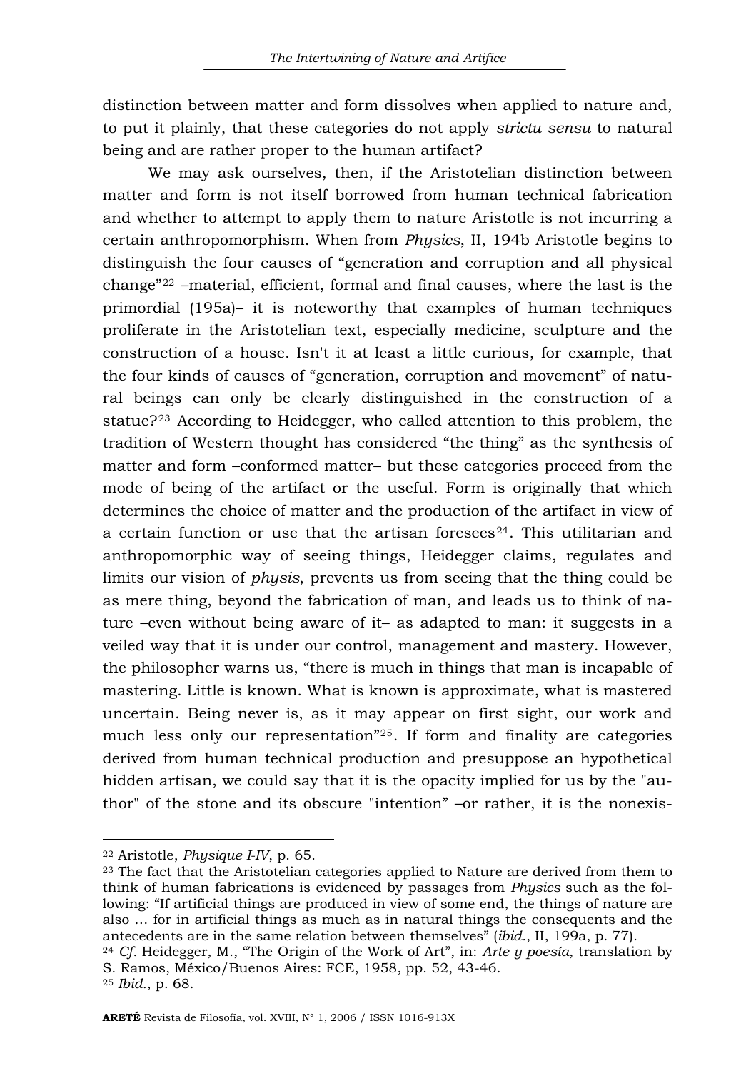distinction between matter and form dissolves when applied to nature and, to put it plainly, that these categories do not apply *strictu sensu* to natural being and are rather proper to the human artifact?

We may ask ourselves, then, if the Aristotelian distinction between matter and form is not itself borrowed from human technical fabrication and whether to attempt to apply them to nature Aristotle is not incurring a certain anthropomorphism. When from *Physics*, II, 194b Aristotle begins to distinguish the four causes of "generation and corruption and all physical change"[22] –material, efficient, formal and final causes, where the last is the primordial (195a)– it is noteworthy that examples of human techniques proliferate in the Aristotelian text, especially medicine, sculpture and the construction of a house. Isn't it at least a little curious, for example, that the four kinds of causes of "generation, corruption and movement" of natural beings can only be clearly distinguished in the construction of a statue?[23] According to Heidegger, who called attention to this problem, the tradition of Western thought has considered "the thing" as the synthesis of matter and form –conformed matter– but these categories proceed from the mode of being of the artifact or the useful. Form is originally that which determines the choice of matter and the production of the artifact in view of a certain function or use that the artisan foresees[24]. This utilitarian and anthropomorphic way of seeing things, Heidegger claims, regulates and limits our vision of *physis*, prevents us from seeing that the thing could be as mere thing, beyond the fabrication of man, and leads us to think of nature –even without being aware of it– as adapted to man: it suggests in a veiled way that it is under our control, management and mastery. However, the philosopher warns us, "there is much in things that man is incapable of mastering. Little is known. What is known is approximate, what is mastered uncertain. Being never is, as it may appear on first sight, our work and much less only our representation"[25]. If form and finality are categories derived from human technical production and presuppose an hypothetical hidden artisan, we could say that it is the opacity implied for us by the "author" of the stone and its obscure "intention" –or rather, it is the nonexis-

---

[22] Aristotle, *Physique I-IV*, p. 65.

[23] The fact that the Aristotelian categories applied to Nature are derived from them to think of human fabrications is evidenced by passages from *Physics* such as the following: "If artificial things are produced in view of some end, the things of nature are also ... for in artificial things as much as in natural things the consequents and the antecedents are in the same relation between themselves" (*ibid.*, II, 199a, p. 77).

[24] *Cf.* Heidegger, M., "The Origin of the Work of Art", in: *Arte y poesía*, translation by S. Ramos, México/Buenos Aires: FCE, 1958, pp. 52, 43-46.

[25] *Ibid.*, p. 68.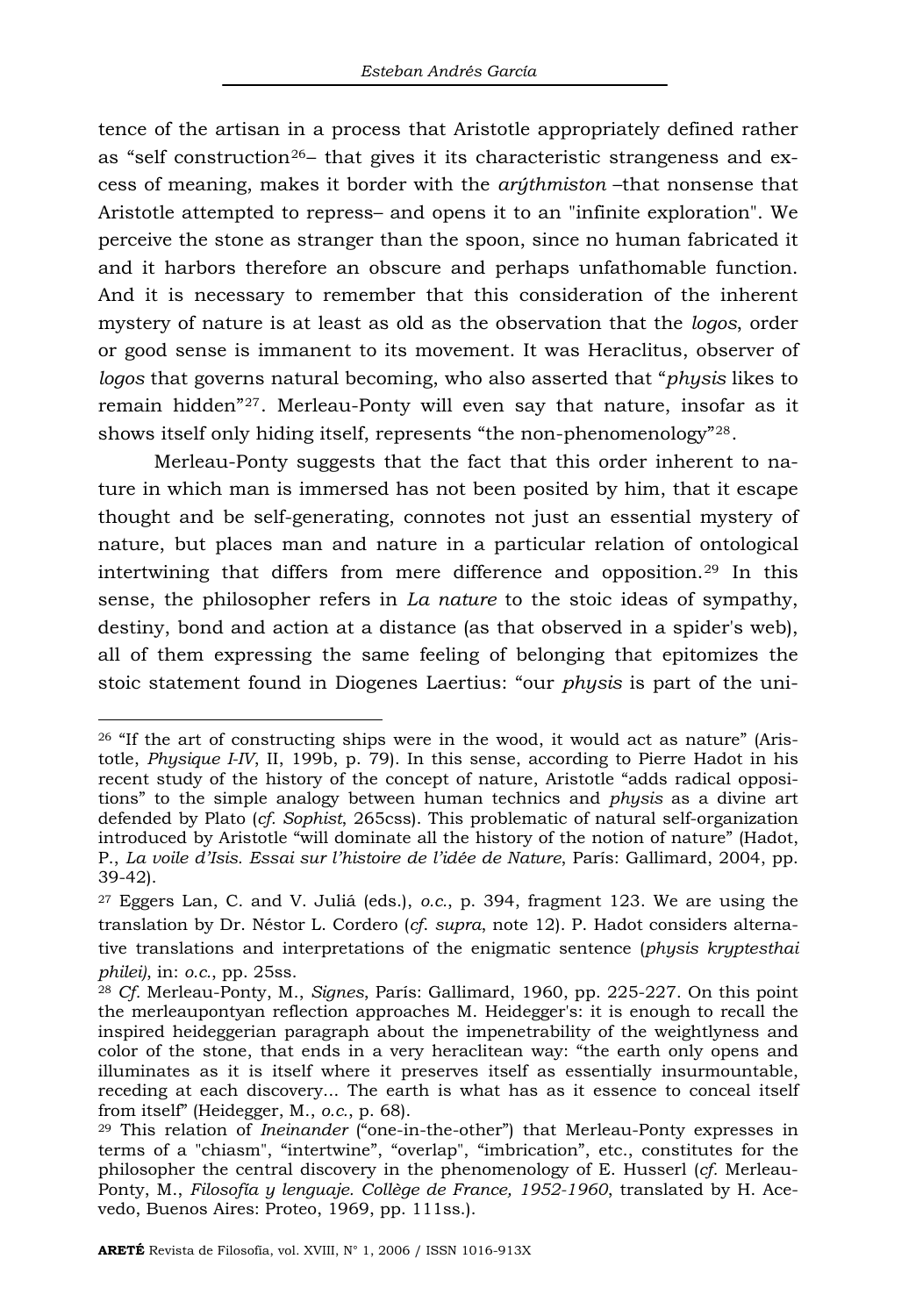tence of the artisan in a process that Aristotle appropriately defined rather as "self construction[26]– that gives it its characteristic strangeness and excess of meaning, makes it border with the *arýthmiston* –that nonsense that Aristotle attempted to repress– and opens it to an "infinite exploration". We perceive the stone as stranger than the spoon, since no human fabricated it and it harbors therefore an obscure and perhaps unfathomable function. And it is necessary to remember that this consideration of the inherent mystery of nature is at least as old as the observation that the *logos*, order or good sense is immanent to its movement. It was Heraclitus, observer of *logos* that governs natural becoming, who also asserted that "*physis* likes to remain hidden"[27]. Merleau-Ponty will even say that nature, insofar as it shows itself only hiding itself, represents "the non-phenomenology"[28].

Merleau-Ponty suggests that the fact that this order inherent to nature in which man is immersed has not been posited by him, that it escape thought and be self-generating, connotes not just an essential mystery of nature, but places man and nature in a particular relation of ontological intertwining that differs from mere difference and opposition.[29] In this sense, the philosopher refers in *La nature* to the stoic ideas of sympathy, destiny, bond and action at a distance (as that observed in a spider's web), all of them expressing the same feeling of belonging that epitomizes the stoic statement found in Diogenes Laertius: "our *physis* is part of the uni-

---

[26] "If the art of constructing ships were in the wood, it would act as nature" (Aristotle, *Physique I-IV*, II, 199b, p. 79). In this sense, according to Pierre Hadot in his recent study of the history of the concept of nature, Aristotle "adds radical oppositions" to the simple analogy between human technics and *physis* as a divine art defended by Plato (*cf. Sophist*, 265css). This problematic of natural self-organization introduced by Aristotle "will dominate all the history of the notion of nature" (Hadot, P., *La voile d'Isis. Essai sur l'histoire de l'idée de Nature*, París: Gallimard, 2004, pp. 39-42).

[27] Eggers Lan, C. and V. Juliá (eds.), *o.c.*, p. 394, fragment 123. We are using the translation by Dr. Néstor L. Cordero (*cf. supra*, note 12). P. Hadot considers alternative translations and interpretations of the enigmatic sentence (*physis kryptesthai philei)*, in: *o.c.*, pp. 25ss.

[28] *Cf.* Merleau-Ponty, M., *Signes*, París: Gallimard, 1960, pp. 225-227. On this point the merleaupontyan reflection approaches M. Heidegger's: it is enough to recall the inspired heideggerian paragraph about the impenetrability of the weightlyness and color of the stone, that ends in a very heraclitean way: "the earth only opens and illuminates as it is itself where it preserves itself as essentially insurmountable, receding at each discovery... The earth is what has as it essence to conceal itself from itself" (Heidegger, M., *o.c.*, p. 68).

[29] This relation of *Ineinander* ("one-in-the-other") that Merleau-Ponty expresses in terms of a "chiasm", "intertwine", "overlap", "imbrication", etc., constitutes for the philosopher the central discovery in the phenomenology of E. Husserl (*cf.* Merleau-Ponty, M., *Filosofía y lenguaje. Collège de France, 1952-1960*, translated by H. Acevedo, Buenos Aires: Proteo, 1969, pp. 111ss.).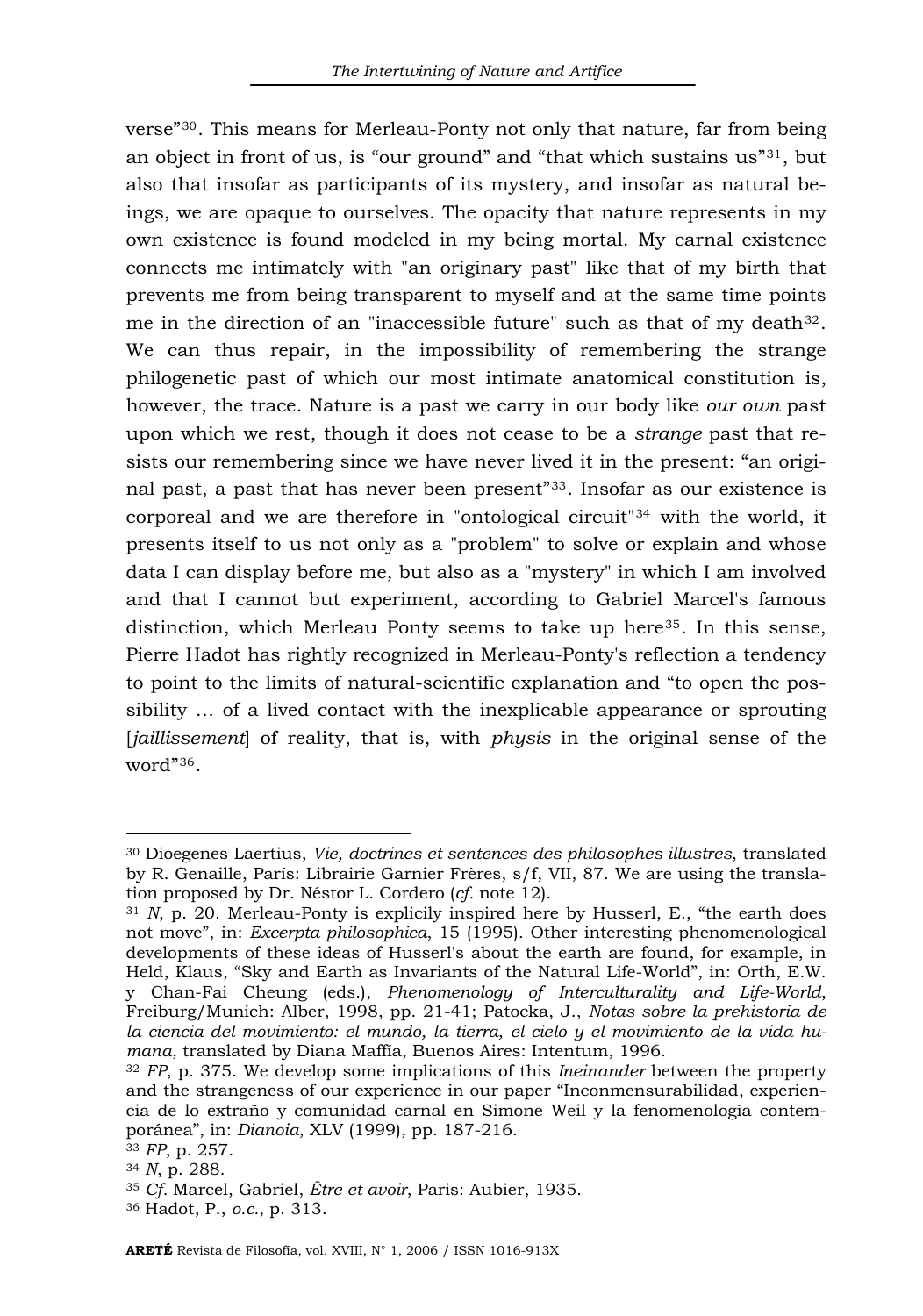verse"[30]. This means for Merleau-Ponty not only that nature, far from being an object in front of us, is "our ground" and "that which sustains us"[31], but also that insofar as participants of its mystery, and insofar as natural beings, we are opaque to ourselves. The opacity that nature represents in my own existence is found modeled in my being mortal. My carnal existence connects me intimately with "an originary past" like that of my birth that prevents me from being transparent to myself and at the same time points me in the direction of an "inaccessible future" such as that of my death[32]. We can thus repair, in the impossibility of remembering the strange philogenetic past of which our most intimate anatomical constitution is, however, the trace. Nature is a past we carry in our body like *our own* past upon which we rest, though it does not cease to be a *strange* past that resists our remembering since we have never lived it in the present: "an original past, a past that has never been present"[33]. Insofar as our existence is corporeal and we are therefore in "ontological circuit"[34] with the world, it presents itself to us not only as a "problem" to solve or explain and whose data I can display before me, but also as a "mystery" in which I am involved and that I cannot but experiment, according to Gabriel Marcel's famous distinction, which Merleau Ponty seems to take up here[35]. In this sense, Pierre Hadot has rightly recognized in Merleau-Ponty's reflection a tendency to point to the limits of natural-scientific explanation and "to open the possibility … of a lived contact with the inexplicable appearance or sprouting [*jaillissement*] of reality, that is, with *physis* in the original sense of the word"[36].

---

[30] Dioegenes Laertius, *Vie, doctrines et sentences des philosophes illustres*, translated by R. Genaille, París: Librairie Garnier Frères, s/f, VII, 87. We are using the translation proposed by Dr. Néstor L. Cordero (*cf.* note 12).

[31] *N*, p. 20. Merleau-Ponty is explicily inspired here by Husserl, E., "the earth does not move", in: *Excerpta philosophica*, 15 (1995). Other interesting phenomenological developments of these ideas of Husserl's about the earth are found, for example, in Held, Klaus, "Sky and Earth as Invariants of the Natural Life-World", in: Orth, E.W. y Chan-Fai Cheung (eds.), *Phenomenology of Interculturality and Life-World*, Freiburg/Munich: Alber, 1998, pp. 21-41; Patocka, J., *Notas sobre la prehistoria de la ciencia del movimiento: el mundo, la tierra, el cielo y el movimiento de la vida humana*, translated by Diana Maffía, Buenos Aires: Intentum, 1996.

[32] *FP*, p. 375. We develop some implications of this *Ineinander* between the property and the strangeness of our experience in our paper "Inconmensurabilidad, experiencia de lo extraño y comunidad carnal en Simone Weil y la fenomenología contemporánea", in: *Dianoia*, XLV (1999), pp. 187-216.

[33] *FP*, p. 257.

[34] *N*, p. 288.

[35] *Cf.* Marcel, Gabriel, *Être et avoir*, Paris: Aubier, 1935.

[36] Hadot, P., *o.c.*, p. 313.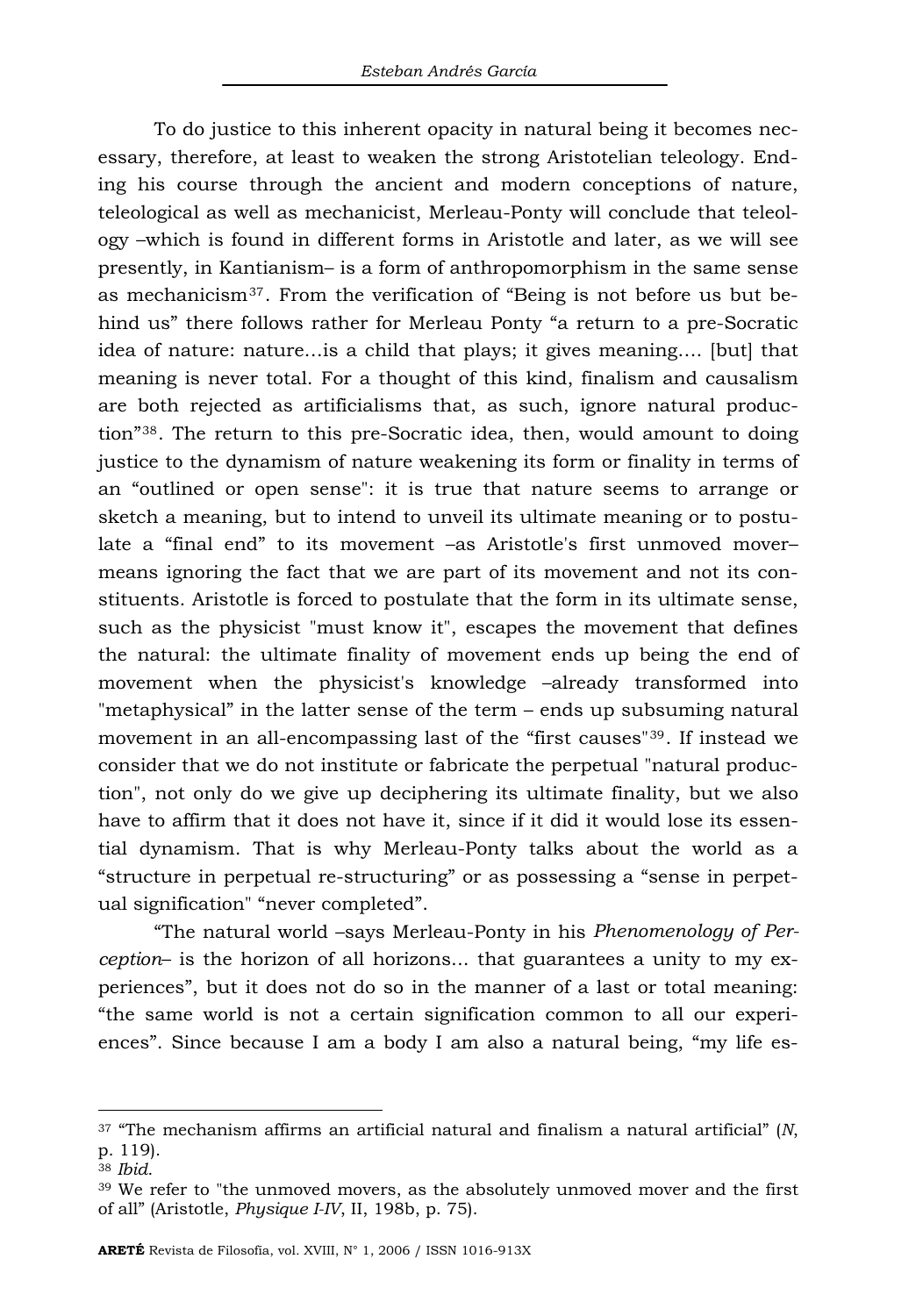To do justice to this inherent opacity in natural being it becomes necessary, therefore, at least to weaken the strong Aristotelian teleology. Ending his course through the ancient and modern conceptions of nature, teleological as well as mechanicist, Merleau-Ponty will conclude that teleology –which is found in different forms in Aristotle and later, as we will see presently, in Kantianism– is a form of anthropomorphism in the same sense as mechanicism[37]. From the verification of "Being is not before us but behind us" there follows rather for Merleau Ponty "a return to a pre-Socratic idea of nature: nature...is a child that plays; it gives meaning.... [but] that meaning is never total. For a thought of this kind, finalism and causalism are both rejected as artificialisms that, as such, ignore natural production"[38]. The return to this pre-Socratic idea, then, would amount to doing justice to the dynamism of nature weakening its form or finality in terms of an "outlined or open sense": it is true that nature seems to arrange or sketch a meaning, but to intend to unveil its ultimate meaning or to postulate a "final end" to its movement –as Aristotle's first unmoved mover– means ignoring the fact that we are part of its movement and not its constituents. Aristotle is forced to postulate that the form in its ultimate sense, such as the physicist "must know it", escapes the movement that defines the natural: the ultimate finality of movement ends up being the end of movement when the physicist's knowledge –already transformed into "metaphysical" in the latter sense of the term – ends up subsuming natural movement in an all-encompassing last of the "first causes"[39]. If instead we consider that we do not institute or fabricate the perpetual "natural production", not only do we give up deciphering its ultimate finality, but we also have to affirm that it does not have it, since if it did it would lose its essential dynamism. That is why Merleau-Ponty talks about the world as a "structure in perpetual re-structuring" or as possessing a "sense in perpetual signification" "never completed".

"The natural world –says Merleau-Ponty in his *Phenomenology of Perception*– is the horizon of all horizons... that guarantees a unity to my experiences", but it does not do so in the manner of a last or total meaning: "the same world is not a certain signification common to all our experiences". Since because I am a body I am also a natural being, "my life es-

---

[37] "The mechanism affirms an artificial natural and finalism a natural artificial" (*N*, p. 119).

[38] *Ibid.*

[39] We refer to "the unmoved movers, as the absolutely unmoved mover and the first of all" (Aristotle, *Physique I-IV*, II, 198b, p. 75).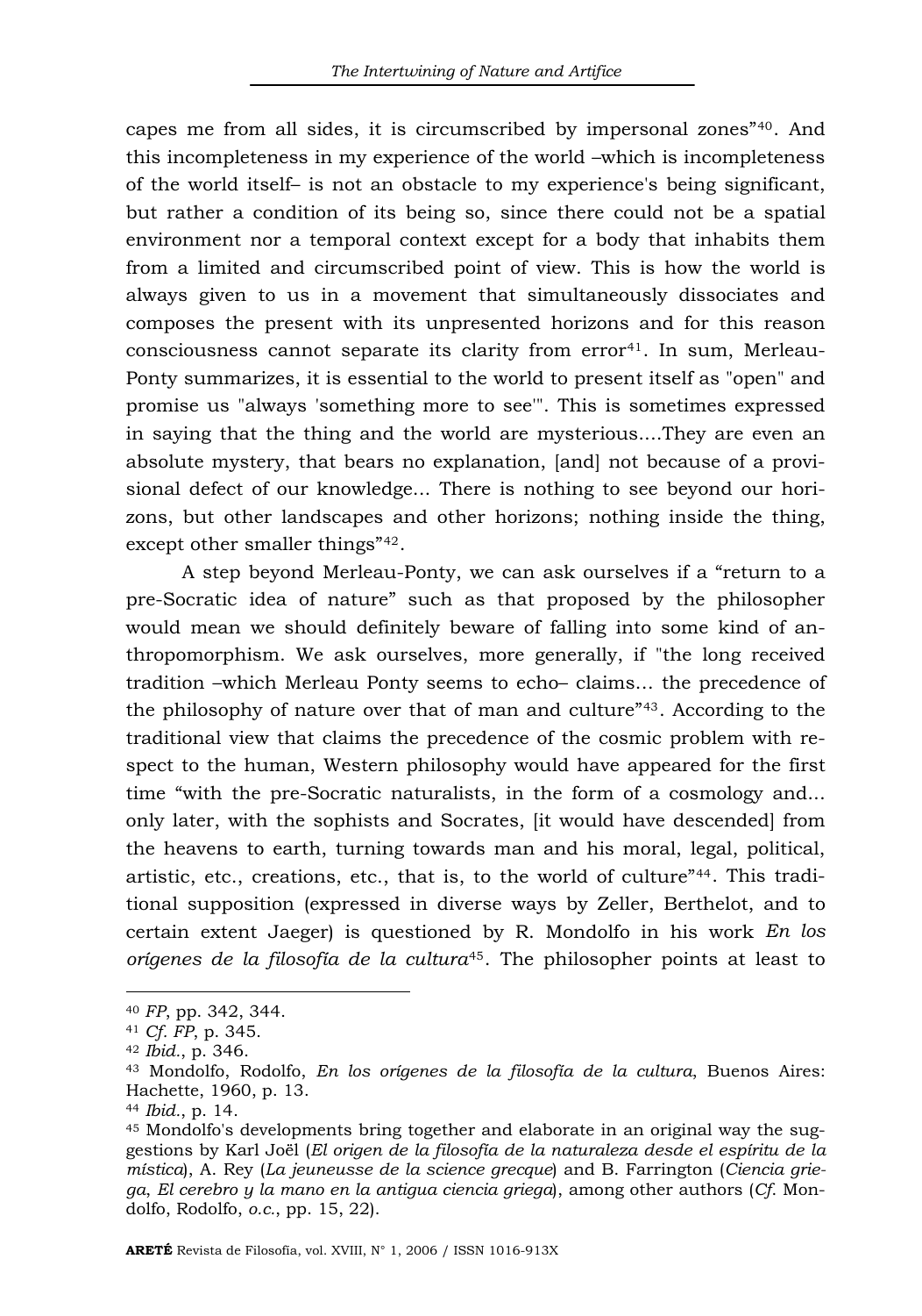capes me from all sides, it is circumscribed by impersonal zones"[40]. And this incompleteness in my experience of the world –which is incompleteness of the world itself– is not an obstacle to my experience's being significant, but rather a condition of its being so, since there could not be a spatial environment nor a temporal context except for a body that inhabits them from a limited and circumscribed point of view. This is how the world is always given to us in a movement that simultaneously dissociates and composes the present with its unpresented horizons and for this reason consciousness cannot separate its clarity from error[41]. In sum, Merleau-Ponty summarizes, it is essential to the world to present itself as "open" and promise us "always 'something more to see'". This is sometimes expressed in saying that the thing and the world are mysterious....They are even an absolute mystery, that bears no explanation, [and] not because of a provisional defect of our knowledge... There is nothing to see beyond our horizons, but other landscapes and other horizons; nothing inside the thing, except other smaller things"[42].

A step beyond Merleau-Ponty, we can ask ourselves if a "return to a pre-Socratic idea of nature" such as that proposed by the philosopher would mean we should definitely beware of falling into some kind of anthropomorphism. We ask ourselves, more generally, if "the long received tradition –which Merleau Ponty seems to echo– claims... the precedence of the philosophy of nature over that of man and culture"[43]. According to the traditional view that claims the precedence of the cosmic problem with respect to the human, Western philosophy would have appeared for the first time "with the pre-Socratic naturalists, in the form of a cosmology and... only later, with the sophists and Socrates, [it would have descended] from the heavens to earth, turning towards man and his moral, legal, political, artistic, etc., creations, etc., that is, to the world of culture"[44]. This traditional supposition (expressed in diverse ways by Zeller, Berthelot, and to certain extent Jaeger) is questioned by R. Mondolfo in his work *En los orígenes de la filosofía de la cultura*[45]. The philosopher points at least to

---

[40] *FP*, pp. 342, 344.

[41] *Cf. FP*, p. 345.

[42] *Ibid.*, p. 346.

[43] Mondolfo, Rodolfo, *En los orígenes de la filosofía de la cultura*, Buenos Aires: Hachette, 1960, p. 13.

[44] *Ibid.*, p. 14.

[45] Mondolfo's developments bring together and elaborate in an original way the suggestions by Karl Joël (*El origen de la filosofía de la naturaleza desde el espíritu de la mística*), A. Rey (*La jeuneusse de la science grecque*) and B. Farrington (*Ciencia griega*, *El cerebro y la mano en la antigua ciencia griega*), among other authors (*Cf.* Mondolfo, Rodolfo, *o.c.*, pp. 15, 22).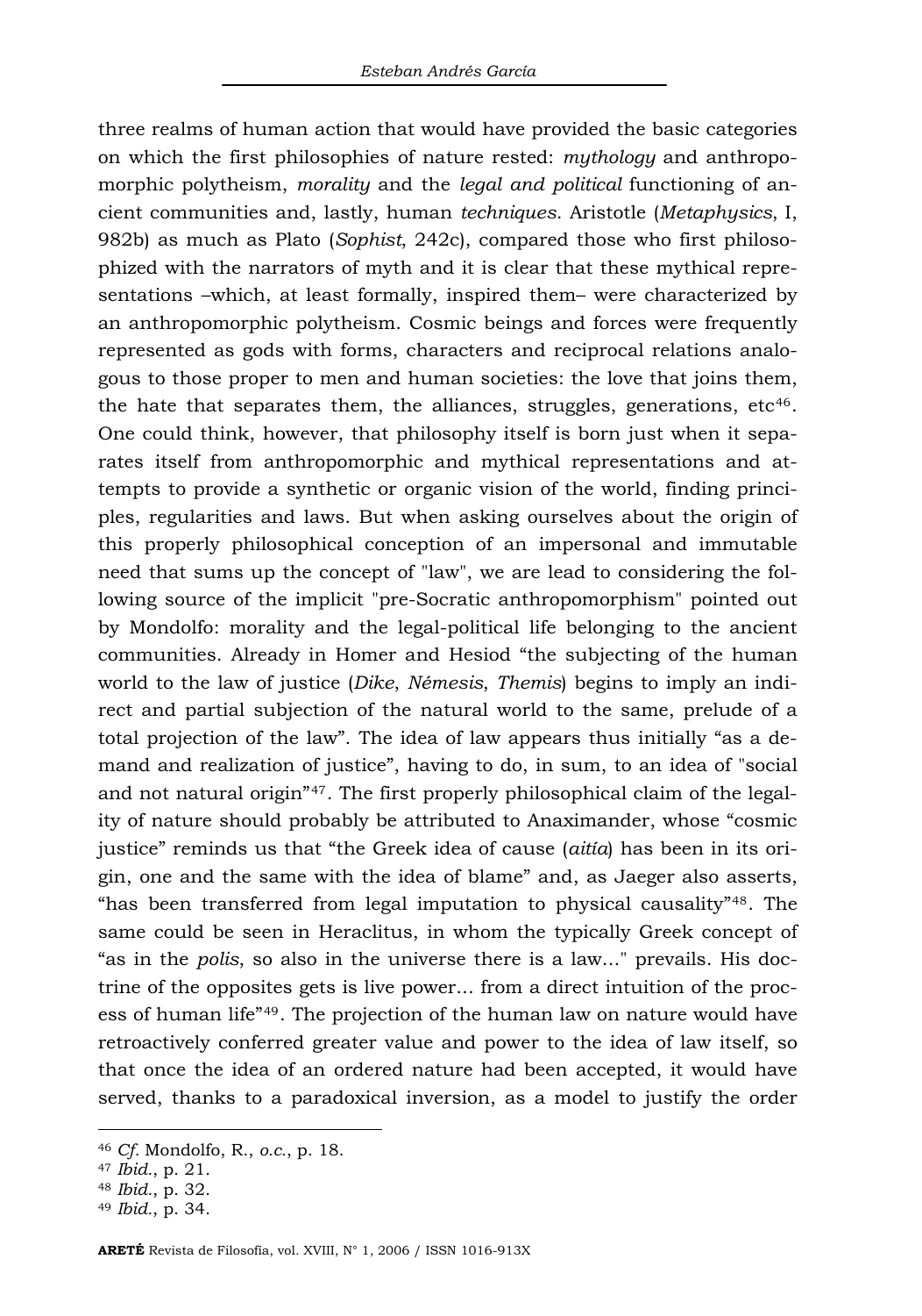three realms of human action that would have provided the basic categories on which the first philosophies of nature rested: *mythology* and anthropomorphic polytheism, *morality* and the *legal and political* functioning of ancient communities and, lastly, human *techniques*. Aristotle (*Metaphysics*, I, 982b) as much as Plato (*Sophist*, 242c), compared those who first philosophized with the narrators of myth and it is clear that these mythical representations –which, at least formally, inspired them– were characterized by an anthropomorphic polytheism. Cosmic beings and forces were frequently represented as gods with forms, characters and reciprocal relations analogous to those proper to men and human societies: the love that joins them, the hate that separates them, the alliances, struggles, generations, etc[46]. One could think, however, that philosophy itself is born just when it separates itself from anthropomorphic and mythical representations and attempts to provide a synthetic or organic vision of the world, finding principles, regularities and laws. But when asking ourselves about the origin of this properly philosophical conception of an impersonal and immutable need that sums up the concept of "law", we are lead to considering the following source of the implicit "pre-Socratic anthropomorphism" pointed out by Mondolfo: morality and the legal-political life belonging to the ancient communities. Already in Homer and Hesiod "the subjecting of the human world to the law of justice (*Dike*, *Némesis*, *Themis*) begins to imply an indirect and partial subjection of the natural world to the same, prelude of a total projection of the law". The idea of law appears thus initially "as a demand and realization of justice", having to do, in sum, to an idea of "social and not natural origin"[47]. The first properly philosophical claim of the legality of nature should probably be attributed to Anaximander, whose "cosmic justice" reminds us that "the Greek idea of cause (*aitía*) has been in its origin, one and the same with the idea of blame" and, as Jaeger also asserts, "has been transferred from legal imputation to physical causality"[48]. The same could be seen in Heraclitus, in whom the typically Greek concept of "as in the *polis*, so also in the universe there is a law..." prevails. His doctrine of the opposites gets is live power... from a direct intuition of the process of human life"[49]. The projection of the human law on nature would have retroactively conferred greater value and power to the idea of law itself, so that once the idea of an ordered nature had been accepted, it would have served, thanks to a paradoxical inversion, as a model to justify the order

---

[46] *Cf.* Mondolfo, R., *o.c.*, p. 18.

[47] *Ibid.*, p. 21.

[48] *Ibid.*, p. 32.

[49] *Ibid.*, p. 34.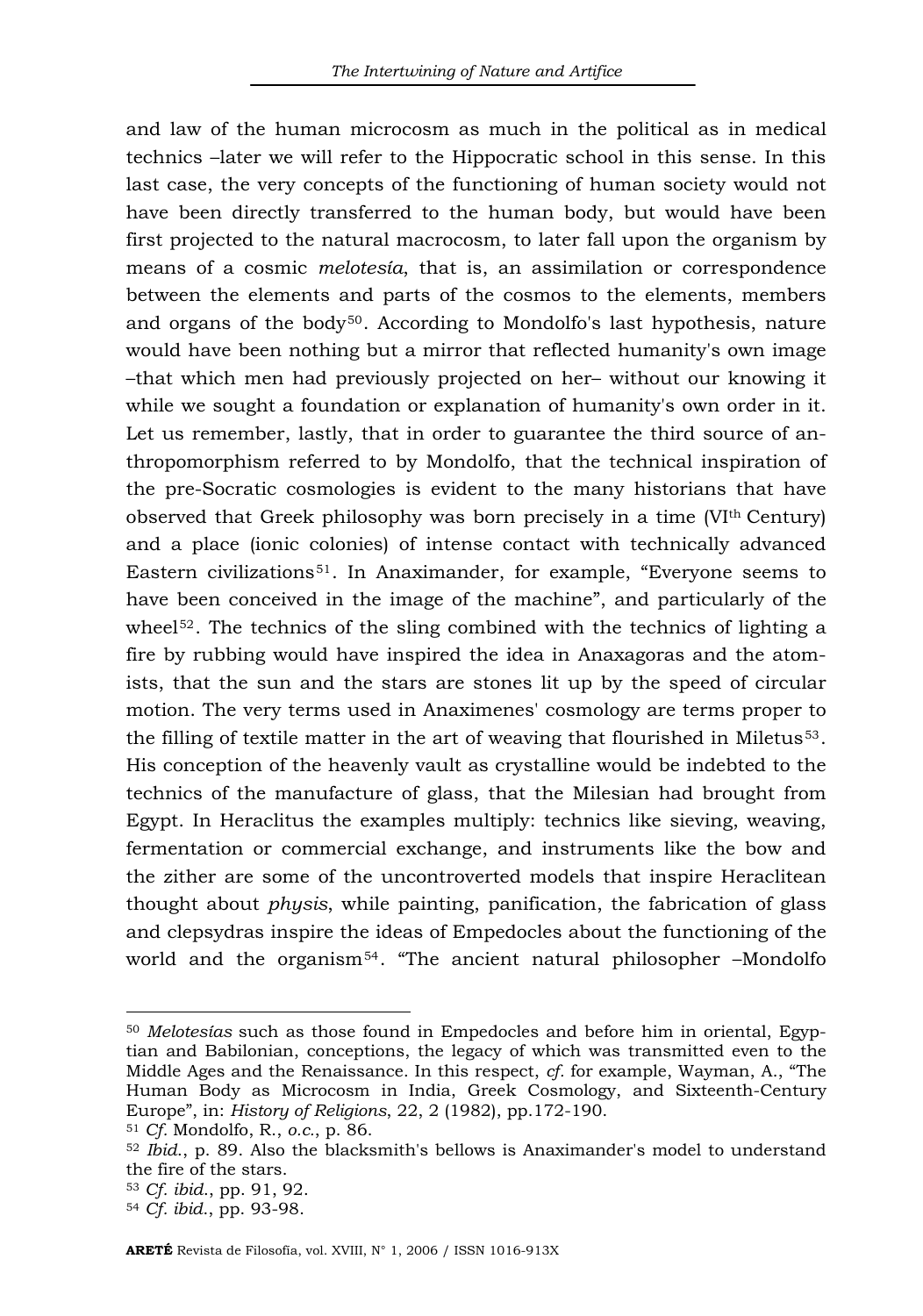and law of the human microcosm as much in the political as in medical technics –later we will refer to the Hippocratic school in this sense. In this last case, the very concepts of the functioning of human society would not have been directly transferred to the human body, but would have been first projected to the natural macrocosm, to later fall upon the organism by means of a cosmic *melotesía*, that is, an assimilation or correspondence between the elements and parts of the cosmos to the elements, members and organs of the body[50]. According to Mondolfo's last hypothesis, nature would have been nothing but a mirror that reflected humanity's own image –that which men had previously projected on her– without our knowing it while we sought a foundation or explanation of humanity's own order in it. Let us remember, lastly, that in order to guarantee the third source of anthropomorphism referred to by Mondolfo, that the technical inspiration of the pre-Socratic cosmologies is evident to the many historians that have observed that Greek philosophy was born precisely in a time (VI[th] Century) and a place (ionic colonies) of intense contact with technically advanced Eastern civilizations[51]. In Anaximander, for example, "Everyone seems to have been conceived in the image of the machine", and particularly of the wheel[52]. The technics of the sling combined with the technics of lighting a fire by rubbing would have inspired the idea in Anaxagoras and the atomists, that the sun and the stars are stones lit up by the speed of circular motion. The very terms used in Anaximenes' cosmology are terms proper to the filling of textile matter in the art of weaving that flourished in Miletus[53]. His conception of the heavenly vault as crystalline would be indebted to the technics of the manufacture of glass, that the Milesian had brought from Egypt. In Heraclitus the examples multiply: technics like sieving, weaving, fermentation or commercial exchange, and instruments like the bow and the zither are some of the uncontroverted models that inspire Heraclitean thought about *physis*, while painting, panification, the fabrication of glass and clepsydras inspire the ideas of Empedocles about the functioning of the world and the organism[54]. "The ancient natural philosopher –Mondolfo

---

[50] *Melotesías* such as those found in Empedocles and before him in oriental, Egyptian and Babilonian, conceptions, the legacy of which was transmitted even to the Middle Ages and the Renaissance. In this respect, *cf.* for example, Wayman, A., "The Human Body as Microcosm in India, Greek Cosmology, and Sixteenth-Century Europe", in: *History of Religions*, 22, 2 (1982), pp.172-190.

[51] *Cf.* Mondolfo, R., *o.c.*, p. 86.

[52] *Ibid.*, p. 89. Also the blacksmith's bellows is Anaximander's model to understand the fire of the stars.

[53] *Cf. ibid.*, pp. 91, 92.

[54] *Cf. ibid.*, pp. 93-98.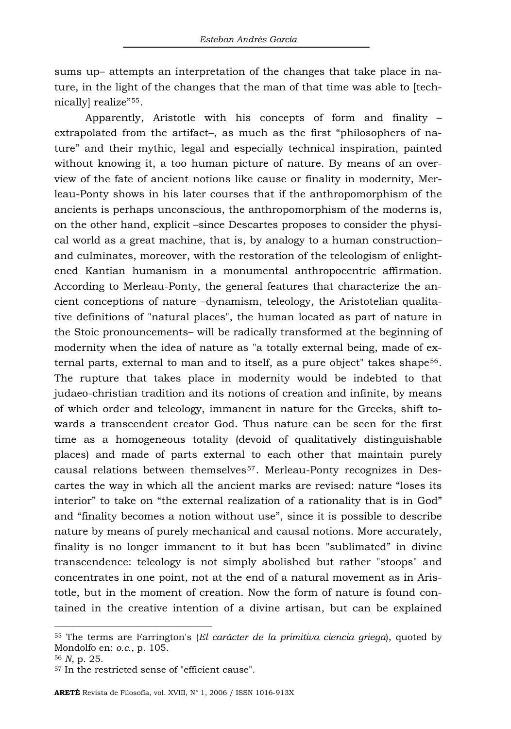sums up– attempts an interpretation of the changes that take place in nature, in the light of the changes that the man of that time was able to [technically] realize"[55].

Apparently, Aristotle with his concepts of form and finality –extrapolated from the artifact–, as much as the first "philosophers of nature" and their mythic, legal and especially technical inspiration, painted without knowing it, a too human picture of nature. By means of an overview of the fate of ancient notions like cause or finality in modernity, Merleau-Ponty shows in his later courses that if the anthropomorphism of the ancients is perhaps unconscious, the anthropomorphism of the moderns is, on the other hand, explicit –since Descartes proposes to consider the physical world as a great machine, that is, by analogy to a human construction– and culminates, moreover, with the restoration of the teleologism of enlightened Kantian humanism in a monumental anthropocentric affirmation. According to Merleau-Ponty, the general features that characterize the ancient conceptions of nature –dynamism, teleology, the Aristotelian qualitative definitions of "natural places", the human located as part of nature in the Stoic pronouncements– will be radically transformed at the beginning of modernity when the idea of nature as "a totally external being, made of external parts, external to man and to itself, as a pure object" takes shape[56]. The rupture that takes place in modernity would be indebted to that judaeo-christian tradition and its notions of creation and infinite, by means of which order and teleology, immanent in nature for the Greeks, shift towards a transcendent creator God. Thus nature can be seen for the first time as a homogeneous totality (devoid of qualitatively distinguishable places) and made of parts external to each other that maintain purely causal relations between themselves[57]. Merleau-Ponty recognizes in Descartes the way in which all the ancient marks are revised: nature "loses its interior" to take on "the external realization of a rationality that is in God" and "finality becomes a notion without use", since it is possible to describe nature by means of purely mechanical and causal notions. More accurately, finality is no longer immanent to it but has been "sublimated" in divine transcendence: teleology is not simply abolished but rather "stoops" and concentrates in one point, not at the end of a natural movement as in Aristotle, but in the moment of creation. Now the form of nature is found contained in the creative intention of a divine artisan, but can be explained

---

[55] The terms are Farrington's (*El carácter de la primitiva ciencia griega*), quoted by Mondolfo en: *o.c.*, p. 105.

[56] *N*, p. 25.

[57] In the restricted sense of "efficient cause".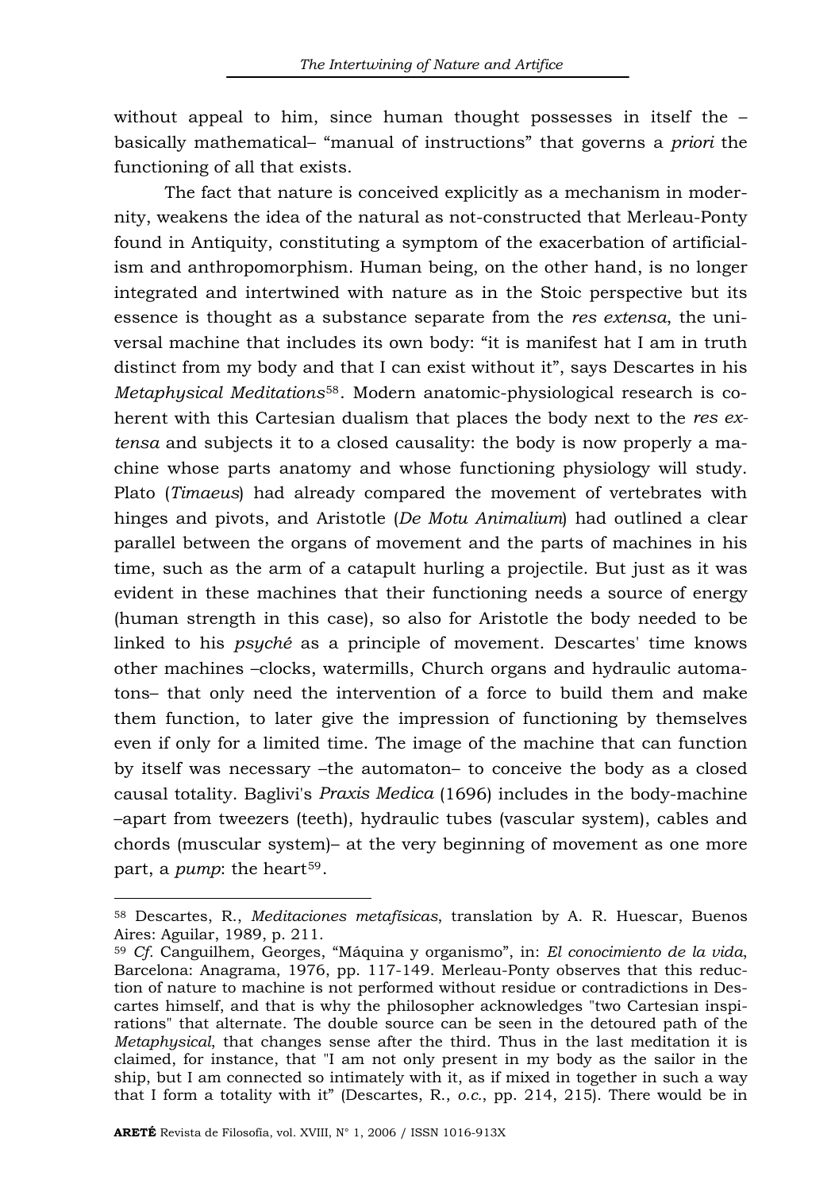without appeal to him, since human thought possesses in itself the –basically mathematical– "manual of instructions" that governs a *priori* the functioning of all that exists.

The fact that nature is conceived explicitly as a mechanism in modernity, weakens the idea of the natural as not-constructed that Merleau-Ponty found in Antiquity, constituting a symptom of the exacerbation of artificialism and anthropomorphism. Human being, on the other hand, is no longer integrated and intertwined with nature as in the Stoic perspective but its essence is thought as a substance separate from the *res extensa*, the universal machine that includes its own body: "it is manifest hat I am in truth distinct from my body and that I can exist without it", says Descartes in his *Metaphysical Meditations*[58]. Modern anatomic-physiological research is coherent with this Cartesian dualism that places the body next to the *res extensa* and subjects it to a closed causality: the body is now properly a machine whose parts anatomy and whose functioning physiology will study. Plato (*Timaeus*) had already compared the movement of vertebrates with hinges and pivots, and Aristotle (*De Motu Animalium*) had outlined a clear parallel between the organs of movement and the parts of machines in his time, such as the arm of a catapult hurling a projectile. But just as it was evident in these machines that their functioning needs a source of energy (human strength in this case), so also for Aristotle the body needed to be linked to his *psyché* as a principle of movement. Descartes' time knows other machines –clocks, watermills, Church organs and hydraulic automatons– that only need the intervention of a force to build them and make them function, to later give the impression of functioning by themselves even if only for a limited time. The image of the machine that can function by itself was necessary –the automaton– to conceive the body as a closed causal totality. Baglivi's *Praxis Medica* (1696) includes in the body-machine –apart from tweezers (teeth), hydraulic tubes (vascular system), cables and chords (muscular system)– at the very beginning of movement as one more part, a *pump*: the heart[59].

---

[58] Descartes, R., *Meditaciones metafísicas*, translation by A. R. Huescar, Buenos Aires: Aguilar, 1989, p. 211.

[59] *Cf.* Canguilhem, Georges, "Máquina y organismo", in: *El conocimiento de la vida*, Barcelona: Anagrama, 1976, pp. 117-149. Merleau-Ponty observes that this reduction of nature to machine is not performed without residue or contradictions in Descartes himself, and that is why the philosopher acknowledges "two Cartesian inspirations" that alternate. The double source can be seen in the detoured path of the *Metaphysical*, that changes sense after the third. Thus in the last meditation it is claimed, for instance, that "I am not only present in my body as the sailor in the ship, but I am connected so intimately with it, as if mixed in together in such a way that I form a totality with it" (Descartes, R., *o.c.*, pp. 214, 215). There would be in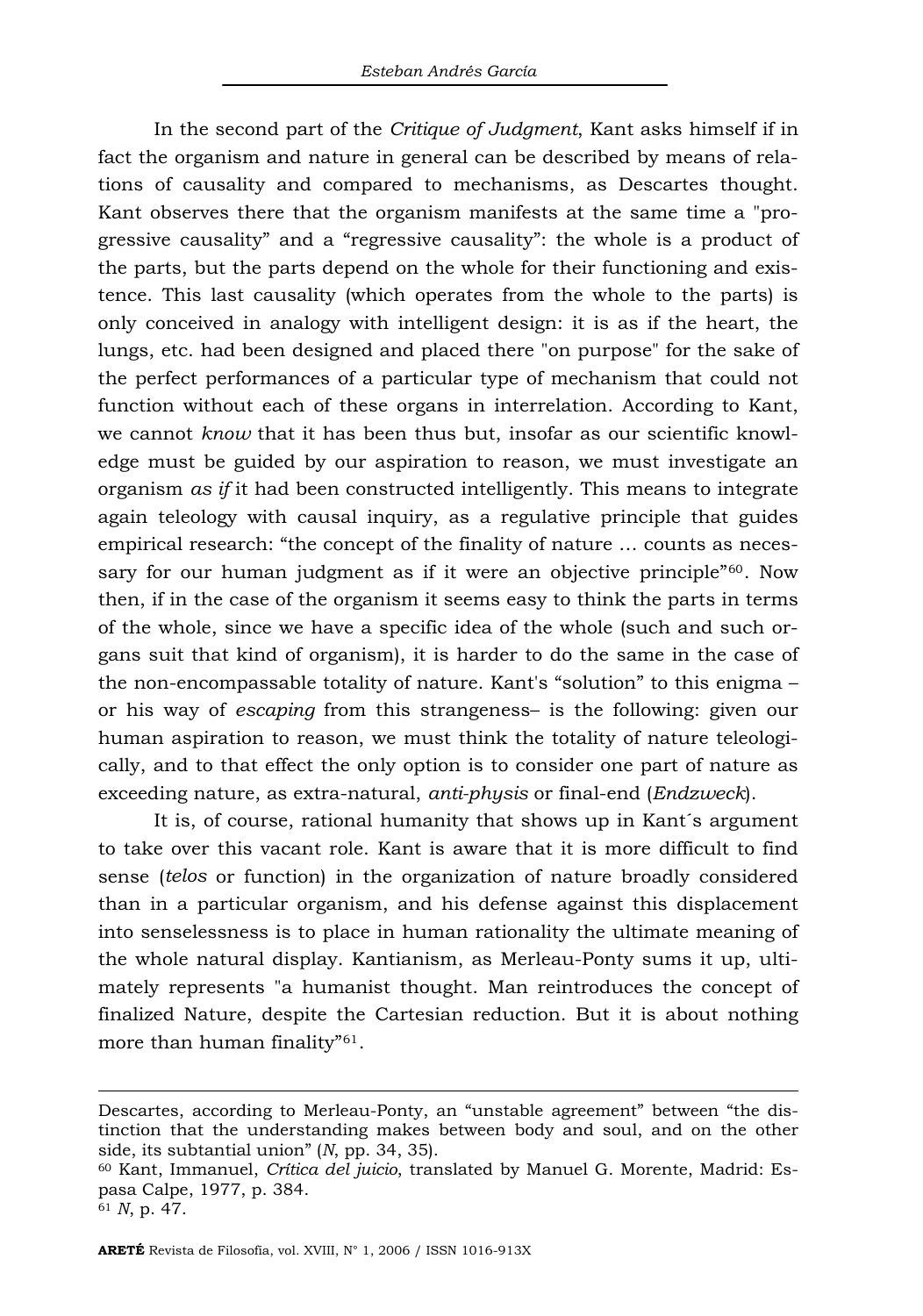In the second part of the *Critique of Judgment*, Kant asks himself if in fact the organism and nature in general can be described by means of relations of causality and compared to mechanisms, as Descartes thought. Kant observes there that the organism manifests at the same time a "progressive causality" and a "regressive causality": the whole is a product of the parts, but the parts depend on the whole for their functioning and existence. This last causality (which operates from the whole to the parts) is only conceived in analogy with intelligent design: it is as if the heart, the lungs, etc. had been designed and placed there "on purpose" for the sake of the perfect performances of a particular type of mechanism that could not function without each of these organs in interrelation. According to Kant, we cannot *know* that it has been thus but, insofar as our scientific knowledge must be guided by our aspiration to reason, we must investigate an organism *as if* it had been constructed intelligently. This means to integrate again teleology with causal inquiry, as a regulative principle that guides empirical research: "the concept of the finality of nature … counts as necessary for our human judgment as if it were an objective principle"[60]. Now then, if in the case of the organism it seems easy to think the parts in terms of the whole, since we have a specific idea of the whole (such and such organs suit that kind of organism), it is harder to do the same in the case of the non-encompassable totality of nature. Kant's "solution" to this enigma – or his way of *escaping* from this strangeness– is the following: given our human aspiration to reason, we must think the totality of nature teleologically, and to that effect the only option is to consider one part of nature as exceeding nature, as extra-natural, *anti-physis* or final-end (*Endzweck*).

It is, of course, rational humanity that shows up in Kant´s argument to take over this vacant role. Kant is aware that it is more difficult to find sense (*telos* or function) in the organization of nature broadly considered than in a particular organism, and his defense against this displacement into senselessness is to place in human rationality the ultimate meaning of the whole natural display. Kantianism, as Merleau-Ponty sums it up, ultimately represents "a humanist thought. Man reintroduces the concept of finalized Nature, despite the Cartesian reduction. But it is about nothing more than human finality"[61].

---

Descartes, according to Merleau-Ponty, an "unstable agreement" between "the distinction that the understanding makes between body and soul, and on the other side, its subtantial union" (*N*, pp. 34, 35).

[60] Kant, Immanuel, *Crítica del juicio*, translated by Manuel G. Morente, Madrid: Espasa Calpe, 1977, p. 384.

[61] *N*, p. 47.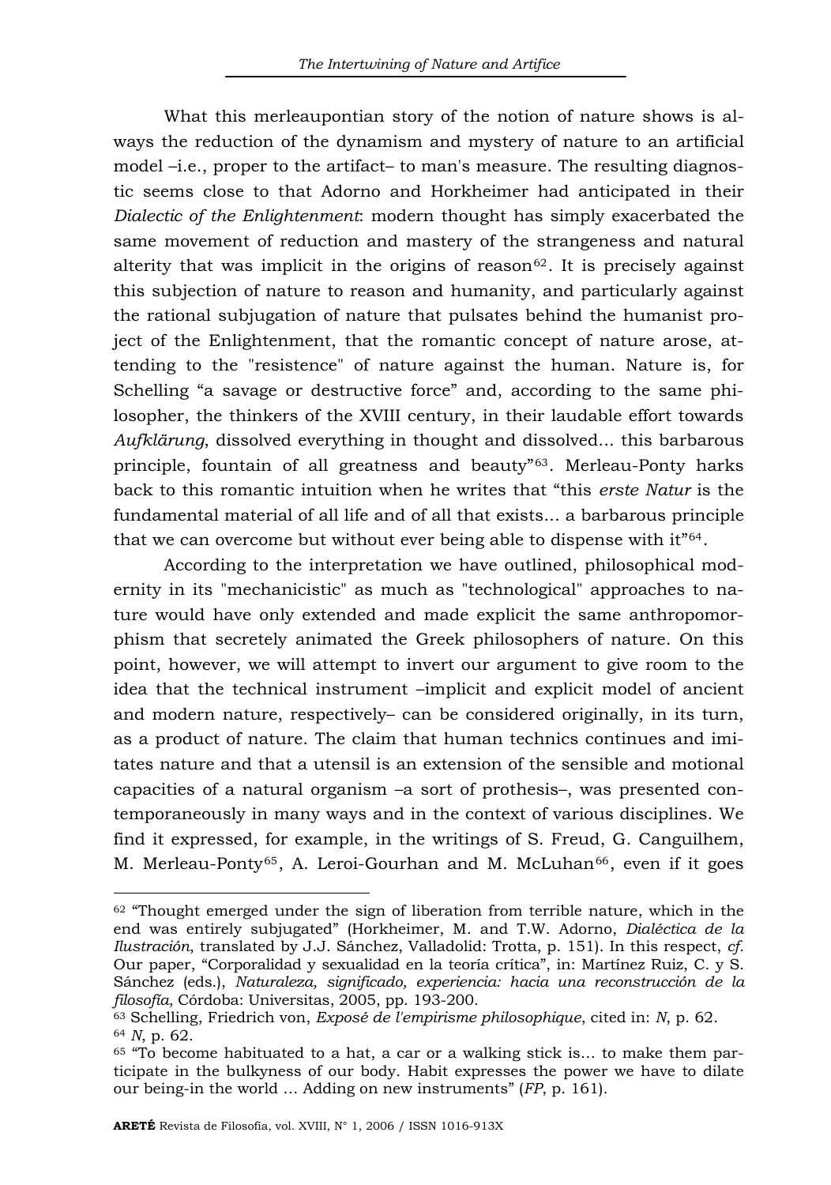What this merleaupontian story of the notion of nature shows is always the reduction of the dynamism and mystery of nature to an artificial model –i.e., proper to the artifact– to man's measure. The resulting diagnostic seems close to that Adorno and Horkheimer had anticipated in their *Dialectic of the Enlightenment*: modern thought has simply exacerbated the same movement of reduction and mastery of the strangeness and natural alterity that was implicit in the origins of reason[62]. It is precisely against this subjection of nature to reason and humanity, and particularly against the rational subjugation of nature that pulsates behind the humanist project of the Enlightenment, that the romantic concept of nature arose, attending to the "resistence" of nature against the human. Nature is, for Schelling "a savage or destructive force" and, according to the same philosopher, the thinkers of the XVIII century, in their laudable effort towards *Aufklärung*, dissolved everything in thought and dissolved... this barbarous principle, fountain of all greatness and beauty"[63]. Merleau-Ponty harks back to this romantic intuition when he writes that "this *erste Natur* is the fundamental material of all life and of all that exists... a barbarous principle that we can overcome but without ever being able to dispense with it"[64].

According to the interpretation we have outlined, philosophical modernity in its "mechanicistic" as much as "technological" approaches to nature would have only extended and made explicit the same anthropomorphism that secretely animated the Greek philosophers of nature. On this point, however, we will attempt to invert our argument to give room to the idea that the technical instrument –implicit and explicit model of ancient and modern nature, respectively– can be considered originally, in its turn, as a product of nature. The claim that human technics continues and imitates nature and that a utensil is an extension of the sensible and motional capacities of a natural organism –a sort of prothesis–, was presented contemporaneously in many ways and in the context of various disciplines. We find it expressed, for example, in the writings of S. Freud, G. Canguilhem, M. Merleau-Ponty[65], A. Leroi-Gourhan and M. McLuhan[66], even if it goes

---

[62] "Thought emerged under the sign of liberation from terrible nature, which in the end was entirely subjugated" (Horkheimer, M. and T.W. Adorno, *Dialéctica de la Ilustración*, translated by J.J. Sánchez, Valladolid: Trotta, p. 151). In this respect, *cf.* Our paper, "Corporalidad y sexualidad en la teoría crítica", in: Martínez Ruiz, C. y S. Sánchez (eds.), *Naturaleza, significado, experiencia: hacia una reconstrucción de la filosofía*, Córdoba: Universitas, 2005, pp. 193-200.

[63] Schelling, Friedrich von, *Exposé de l'empirisme philosophique*, cited in: *N*, p. 62.

[64] *N*, p. 62.

[65] "To become habituated to a hat, a car or a walking stick is... to make them participate in the bulkyness of our body. Habit expresses the power we have to dilate our being-in the world ... Adding on new instruments" (*FP*, p. 161).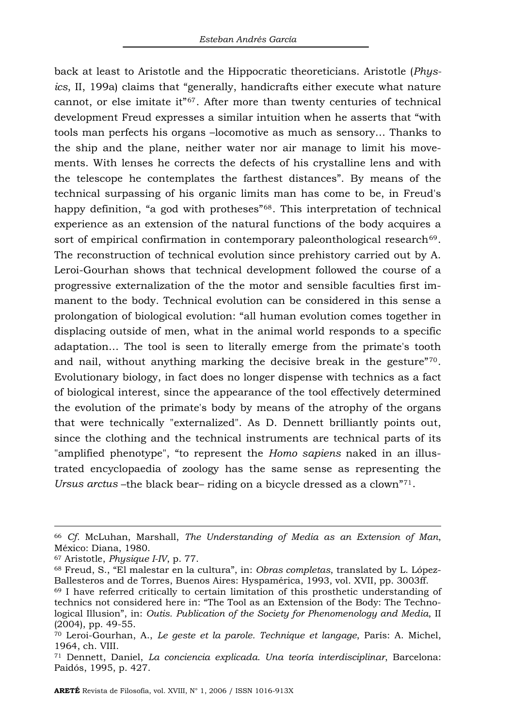back at least to Aristotle and the Hippocratic theoreticians. Aristotle (*Physics*, II, 199a) claims that "generally, handicrafts either execute what nature cannot, or else imitate it"[67]. After more than twenty centuries of technical development Freud expresses a similar intuition when he asserts that "with tools man perfects his organs –locomotive as much as sensory… Thanks to the ship and the plane, neither water nor air manage to limit his movements. With lenses he corrects the defects of his crystalline lens and with the telescope he contemplates the farthest distances". By means of the technical surpassing of his organic limits man has come to be, in Freud's happy definition, "a god with protheses"[68]. This interpretation of technical experience as an extension of the natural functions of the body acquires a sort of empirical confirmation in contemporary paleonthological research[69]. The reconstruction of technical evolution since prehistory carried out by A. Leroi-Gourhan shows that technical development followed the course of a progressive externalization of the the motor and sensible faculties first immanent to the body. Technical evolution can be considered in this sense a prolongation of biological evolution: "all human evolution comes together in displacing outside of men, what in the animal world responds to a specific adaptation… The tool is seen to literally emerge from the primate's tooth and nail, without anything marking the decisive break in the gesture"[70]. Evolutionary biology, in fact does no longer dispense with technics as a fact of biological interest, since the appearance of the tool effectively determined the evolution of the primate's body by means of the atrophy of the organs that were technically "externalized". As D. Dennett brilliantly points out, since the clothing and the technical instruments are technical parts of its "amplified phenotype", "to represent the *Homo sapiens* naked in an illustrated encyclopaedia of zoology has the same sense as representing the *Ursus arctus* –the black bear– riding on a bicycle dressed as a clown"[71].

---

[66] *Cf*. McLuhan, Marshall, *The Understanding of Media as an Extension of Man*, México: Diana, 1980.

[67] Aristotle, *Physique I-IV*, p. 77.

[68] Freud, S., "El malestar en la cultura", in: *Obras completas*, translated by L. López-Ballesteros and de Torres, Buenos Aires: Hyspamérica, 1993, vol. XVII, pp. 3003ff.

[69] I have referred critically to certain limitation of this prosthetic understanding of technics not considered here in: "The Tool as an Extension of the Body: The Technological Illusion", in: *Outis. Publication of the Society for Phenomenology and Media*, II (2004), pp. 49-55.

[70] Leroi-Gourhan, A., *Le geste et la parole. Technique et langage*, París: A. Michel, 1964, ch. VIII.

[71] Dennett, Daniel, *La conciencia explicada. Una teoría interdisciplinar*, Barcelona: Paidós, 1995, p. 427.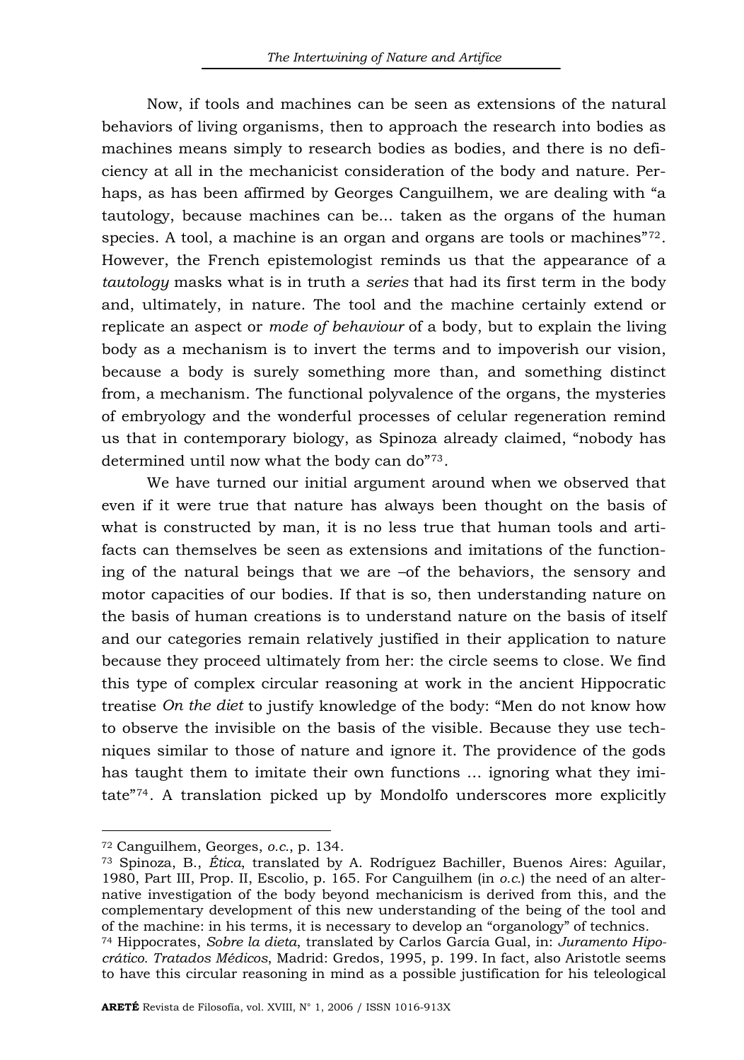Now, if tools and machines can be seen as extensions of the natural behaviors of living organisms, then to approach the research into bodies as machines means simply to research bodies as bodies, and there is no deficiency at all in the mechanicist consideration of the body and nature. Perhaps, as has been affirmed by Georges Canguilhem, we are dealing with "a tautology, because machines can be... taken as the organs of the human species. A tool, a machine is an organ and organs are tools or machines"[72]. However, the French epistemologist reminds us that the appearance of a *tautology* masks what is in truth a *series* that had its first term in the body and, ultimately, in nature. The tool and the machine certainly extend or replicate an aspect or *mode of behaviour* of a body, but to explain the living body as a mechanism is to invert the terms and to impoverish our vision, because a body is surely something more than, and something distinct from, a mechanism. The functional polyvalence of the organs, the mysteries of embryology and the wonderful processes of celular regeneration remind us that in contemporary biology, as Spinoza already claimed, "nobody has determined until now what the body can do"[73].

We have turned our initial argument around when we observed that even if it were true that nature has always been thought on the basis of what is constructed by man, it is no less true that human tools and artifacts can themselves be seen as extensions and imitations of the functioning of the natural beings that we are –of the behaviors, the sensory and motor capacities of our bodies. If that is so, then understanding nature on the basis of human creations is to understand nature on the basis of itself and our categories remain relatively justified in their application to nature because they proceed ultimately from her: the circle seems to close. We find this type of complex circular reasoning at work in the ancient Hippocratic treatise *On the diet* to justify knowledge of the body: "Men do not know how to observe the invisible on the basis of the visible. Because they use techniques similar to those of nature and ignore it. The providence of the gods has taught them to imitate their own functions ... ignoring what they imitate"[74]. A translation picked up by Mondolfo underscores more explicitly

---

[72] Canguilhem, Georges, *o.c.*, p. 134.

[73] Spinoza, B., *Ética*, translated by A. Rodríguez Bachiller, Buenos Aires: Aguilar, 1980, Part III, Prop. II, Escolio, p. 165. For Canguilhem (in *o.c.*) the need of an alternative investigation of the body beyond mechanicism is derived from this, and the complementary development of this new understanding of the being of the tool and of the machine: in his terms, it is necessary to develop an "organology" of technics.

[74] Hippocrates, *Sobre la dieta*, translated by Carlos García Gual, in: *Juramento Hipocrático. Tratados Médicos*, Madrid: Gredos, 1995, p. 199. In fact, also Aristotle seems to have this circular reasoning in mind as a possible justification for his teleological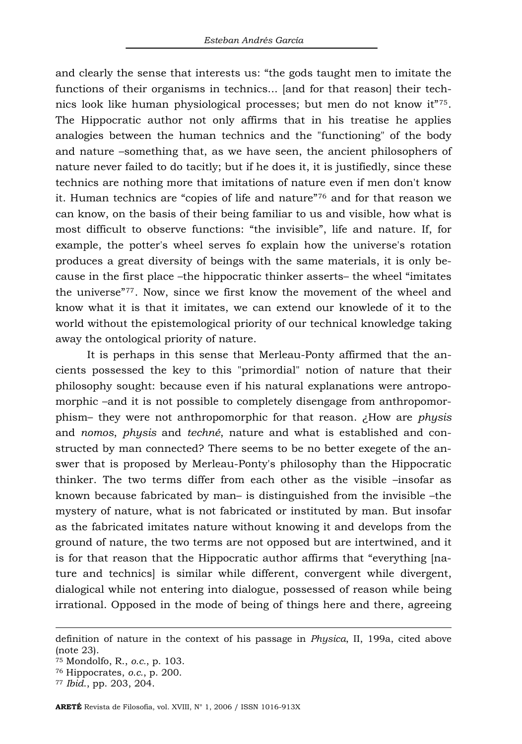and clearly the sense that interests us: "the gods taught men to imitate the functions of their organisms in technics... [and for that reason] their technics look like human physiological processes; but men do not know it"[75]. The Hippocratic author not only affirms that in his treatise he applies analogies between the human technics and the "functioning" of the body and nature –something that, as we have seen, the ancient philosophers of nature never failed to do tacitly; but if he does it, it is justifiedly, since these technics are nothing more that imitations of nature even if men don't know it. Human technics are "copies of life and nature"[76] and for that reason we can know, on the basis of their being familiar to us and visible, how what is most difficult to observe functions: "the invisible", life and nature. If, for example, the potter's wheel serves fo explain how the universe's rotation produces a great diversity of beings with the same materials, it is only because in the first place –the hippocratic thinker asserts– the wheel "imitates the universe"[77]. Now, since we first know the movement of the wheel and know what it is that it imitates, we can extend our knowlede of it to the world without the epistemological priority of our technical knowledge taking away the ontological priority of nature.

It is perhaps in this sense that Merleau-Ponty affirmed that the ancients possessed the key to this "primordial" notion of nature that their philosophy sought: because even if his natural explanations were antropomorphic –and it is not possible to completely disengage from anthropomorphism– they were not anthropomorphic for that reason. ¿How are *physis* and *nomos*, *physis* and *techné*, nature and what is established and constructed by man connected? There seems to be no better exegete of the answer that is proposed by Merleau-Ponty's philosophy than the Hippocratic thinker. The two terms differ from each other as the visible –insofar as known because fabricated by man– is distinguished from the invisible –the mystery of nature, what is not fabricated or instituted by man. But insofar as the fabricated imitates nature without knowing it and develops from the ground of nature, the two terms are not opposed but are intertwined, and it is for that reason that the Hippocratic author affirms that "everything [nature and technics] is similar while different, convergent while divergent, dialogical while not entering into dialogue, possessed of reason while being irrational. Opposed in the mode of being of things here and there, agreeing

---

definition of nature in the context of his passage in *Physica*, II, 199a, cited above (note 23).

[75] Mondolfo, R., *o.c.*, p. 103.

[76] Hippocrates, *o.c.*, p. 200.

[77] *Ibid.*, pp. 203, 204.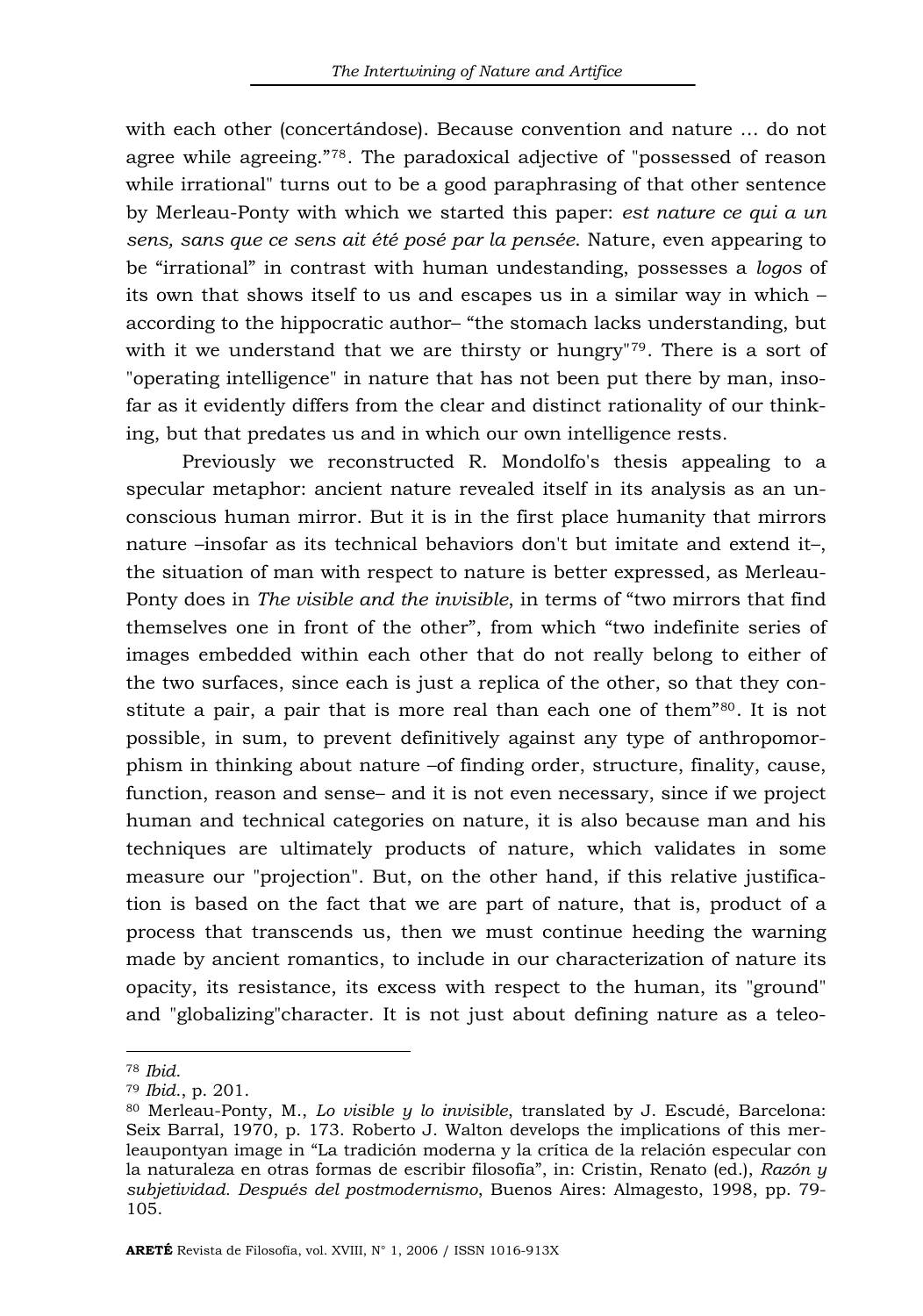with each other (concertándose). Because convention and nature ... do not agree while agreeing."[78]. The paradoxical adjective of "possessed of reason while irrational" turns out to be a good paraphrasing of that other sentence by Merleau-Ponty with which we started this paper: *est nature ce qui a un sens, sans que ce sens ait été posé par la pensée*. Nature, even appearing to be "irrational" in contrast with human undestanding, possesses a *logos* of its own that shows itself to us and escapes us in a similar way in which –according to the hippocratic author– "the stomach lacks understanding, but with it we understand that we are thirsty or hungry"[79]. There is a sort of "operating intelligence" in nature that has not been put there by man, insofar as it evidently differs from the clear and distinct rationality of our thinking, but that predates us and in which our own intelligence rests.

Previously we reconstructed R. Mondolfo's thesis appealing to a specular metaphor: ancient nature revealed itself in its analysis as an unconscious human mirror. But it is in the first place humanity that mirrors nature –insofar as its technical behaviors don't but imitate and extend it–, the situation of man with respect to nature is better expressed, as Merleau-Ponty does in *The visible and the invisible*, in terms of "two mirrors that find themselves one in front of the other", from which "two indefinite series of images embedded within each other that do not really belong to either of the two surfaces, since each is just a replica of the other, so that they constitute a pair, a pair that is more real than each one of them"[80]. It is not possible, in sum, to prevent definitively against any type of anthropomorphism in thinking about nature –of finding order, structure, finality, cause, function, reason and sense– and it is not even necessary, since if we project human and technical categories on nature, it is also because man and his techniques are ultimately products of nature, which validates in some measure our "projection". But, on the other hand, if this relative justification is based on the fact that we are part of nature, that is, product of a process that transcends us, then we must continue heeding the warning made by ancient romantics, to include in our characterization of nature its opacity, its resistance, its excess with respect to the human, its "ground" and "globalizing"character. It is not just about defining nature as a teleo-

---

[78] *Ibid*.

[79] *Ibid*., p. 201.

[80] Merleau-Ponty, M., *Lo visible y lo invisible*, translated by J. Escudé, Barcelona: Seix Barral, 1970, p. 173. Roberto J. Walton develops the implications of this merleaupontyan image in "La tradición moderna y la crítica de la relación especular con la naturaleza en otras formas de escribir filosofía", in: Cristin, Renato (ed.), *Razón y subjetividad. Después del postmodernismo*, Buenos Aires: Almagesto, 1998, pp. 79-105.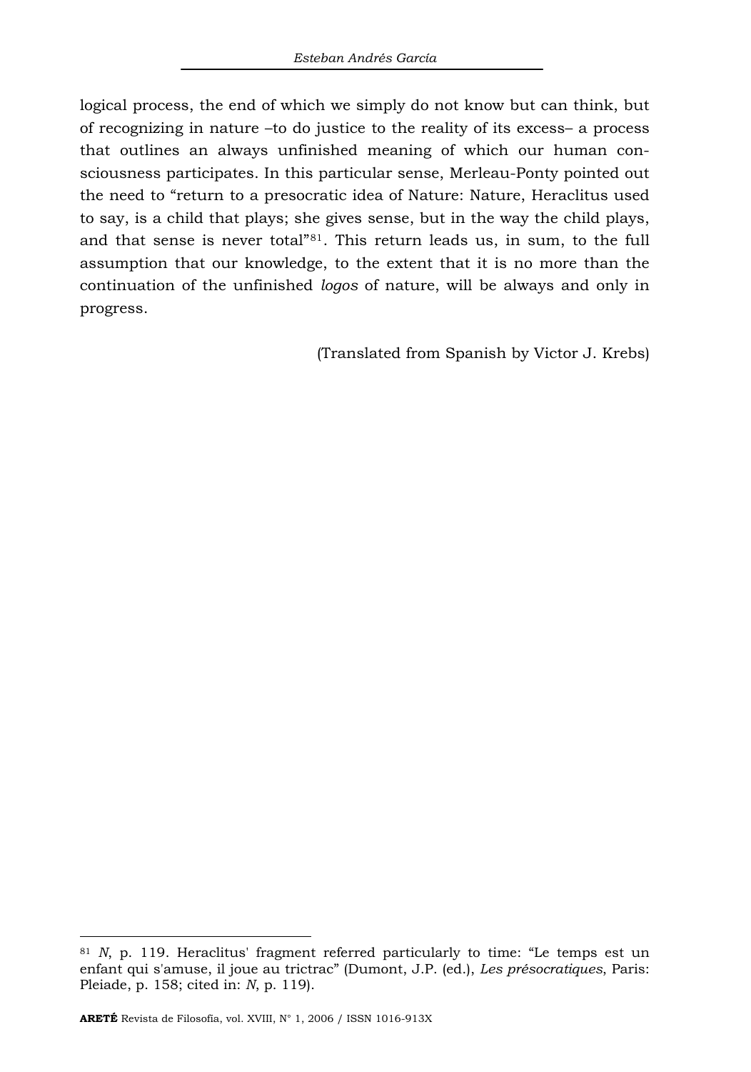logical process, the end of which we simply do not know but can think, but of recognizing in nature –to do justice to the reality of its excess– a process that outlines an always unfinished meaning of which our human consciousness participates. In this particular sense, Merleau-Ponty pointed out the need to "return to a presocratic idea of Nature: Nature, Heraclitus used to say, is a child that plays; she gives sense, but in the way the child plays, and that sense is never total"[81]. This return leads us, in sum, to the full assumption that our knowledge, to the extent that it is no more than the continuation of the unfinished *logos* of nature, will be always and only in progress.

(Translated from Spanish by Victor J. Krebs)

---

[81] *N*, p. 119. Heraclitus' fragment referred particularly to time: "Le temps est un enfant qui s'amuse, il joue au trictrac" (Dumont, J.P. (ed.), *Les présocratiques*, Paris: Pleiade, p. 158; cited in: *N*, p. 119).